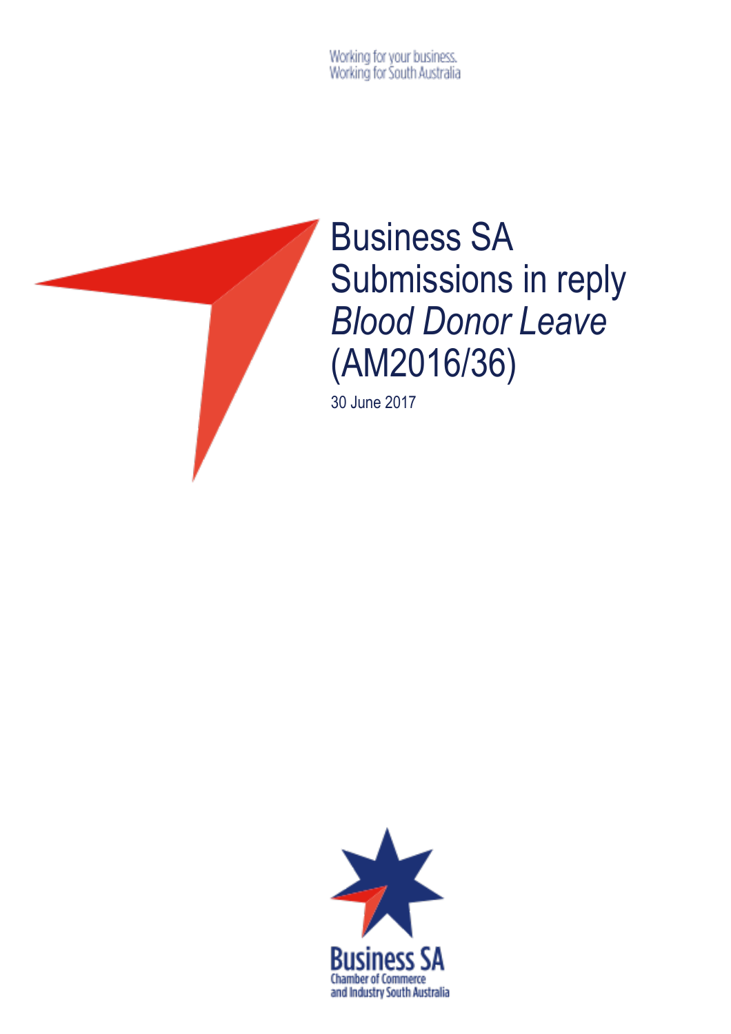Working for your business.
Working for South Australia

# Business SA Submissions in reply *Blood Donor Leave* (AM2016/36)

30 June 2017

Business SA
Chamber of Commerce
and Industry South Australia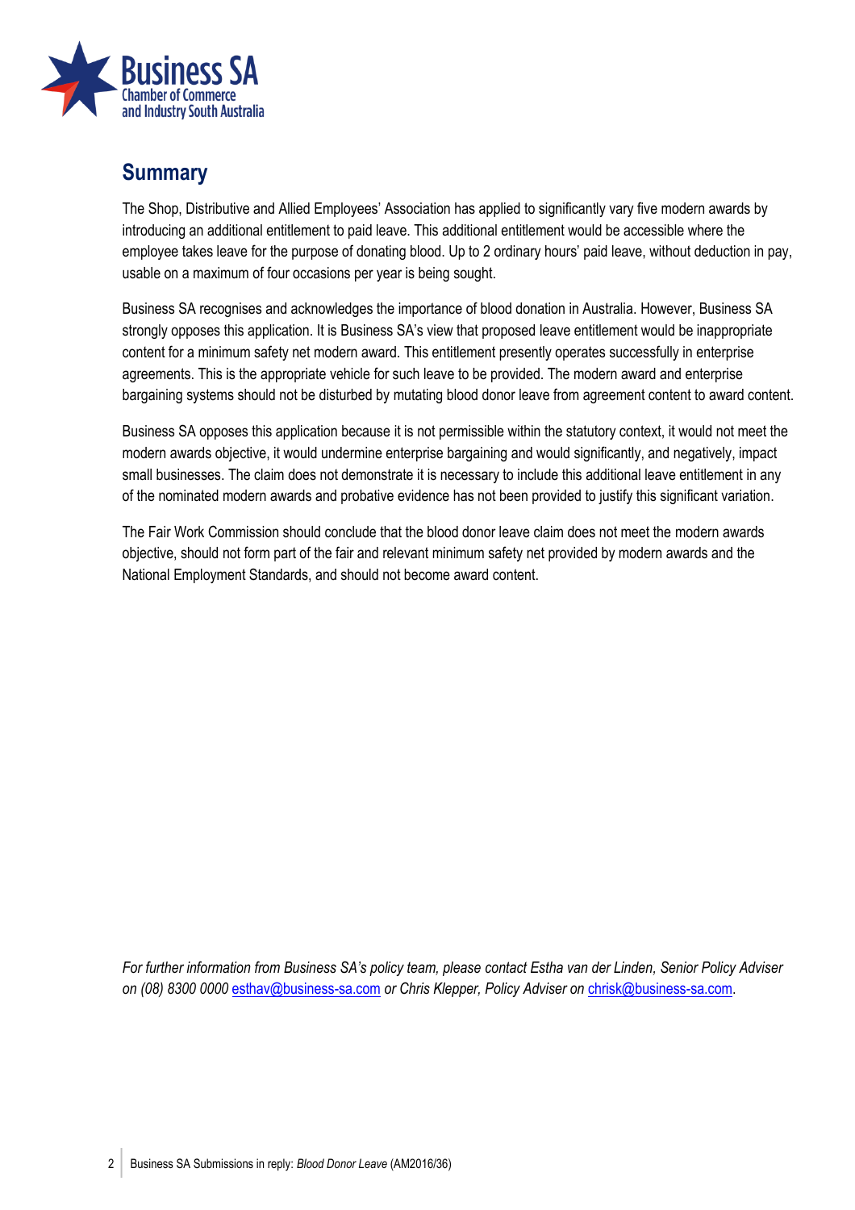## Summary

The Shop, Distributive and Allied Employees' Association has applied to significantly vary five modern awards by introducing an additional entitlement to paid leave. This additional entitlement would be accessible where the employee takes leave for the purpose of donating blood. Up to 2 ordinary hours' paid leave, without deduction in pay, usable on a maximum of four occasions per year is being sought.

Business SA recognises and acknowledges the importance of blood donation in Australia. However, Business SA strongly opposes this application. It is Business SA's view that proposed leave entitlement would be inappropriate content for a minimum safety net modern award. This entitlement presently operates successfully in enterprise agreements. This is the appropriate vehicle for such leave to be provided. The modern award and enterprise bargaining systems should not be disturbed by mutating blood donor leave from agreement content to award content.

Business SA opposes this application because it is not permissible within the statutory context, it would not meet the modern awards objective, it would undermine enterprise bargaining and would significantly, and negatively, impact small businesses. The claim does not demonstrate it is necessary to include this additional leave entitlement in any of the nominated modern awards and probative evidence has not been provided to justify this significant variation.

The Fair Work Commission should conclude that the blood donor leave claim does not meet the modern awards objective, should not form part of the fair and relevant minimum safety net provided by modern awards and the National Employment Standards, and should not become award content.

*For further information from Business SA's policy team, please contact Estha van der Linden, Senior Policy Adviser on (08) 8300 0000 esthav@business-sa.com or Chris Klepper, Policy Adviser on chrisk@business-sa.com.*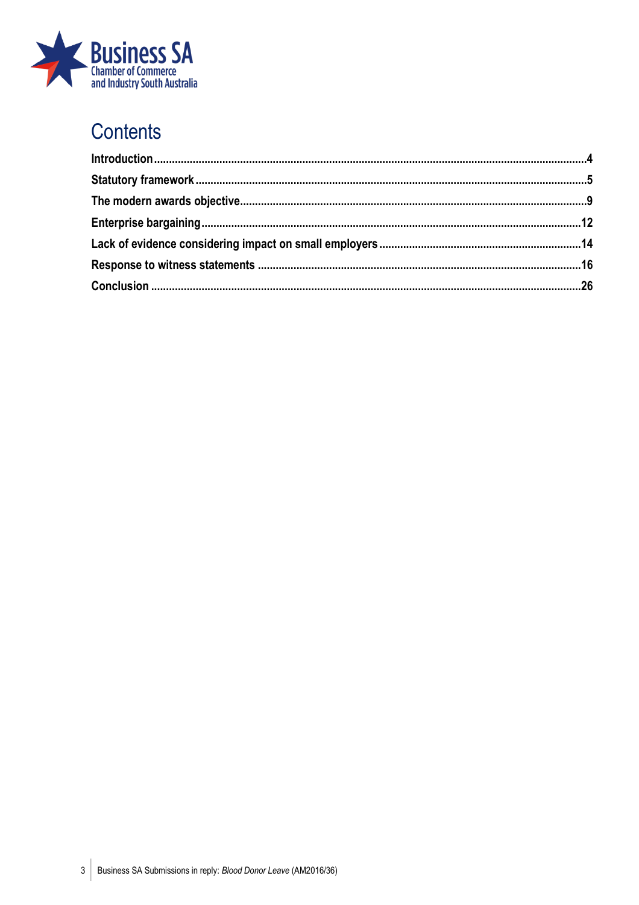# Contents

**Introduction** ....................................................................................................................................... **4**

**Statutory framework** ............................................................................................................................ **5**

**The modern awards objective** ............................................................................................................ **9**

**Enterprise bargaining** ........................................................................................................................ **12**

**Lack of evidence considering impact on small employers** .............................................................. **14**

**Response to witness statements** ...................................................................................................... **16**

**Conclusion** ........................................................................................................................................ **26**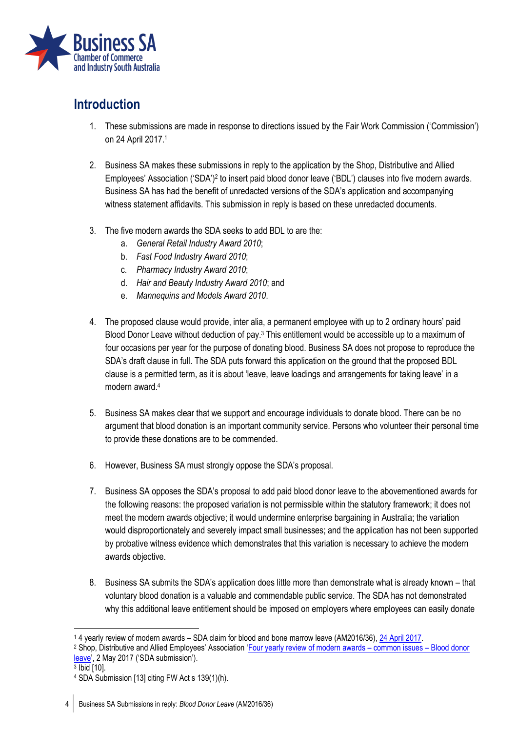## Introduction

1. These submissions are made in response to directions issued by the Fair Work Commission ('Commission') on 24 April 2017.[1]

2. Business SA makes these submissions in reply to the application by the Shop, Distributive and Allied Employees' Association ('SDA')[2] to insert paid blood donor leave ('BDL') clauses into five modern awards. Business SA has had the benefit of unredacted versions of the SDA's application and accompanying witness statement affidavits. This submission in reply is based on these unredacted documents.

3. The five modern awards the SDA seeks to add BDL to are the:
   a. *General Retail Industry Award 2010*;
   b. *Fast Food Industry Award 2010*;
   c. *Pharmacy Industry Award 2010*;
   d. *Hair and Beauty Industry Award 2010*; and
   e. *Mannequins and Models Award 2010*.

4. The proposed clause would provide, inter alia, a permanent employee with up to 2 ordinary hours' paid Blood Donor Leave without deduction of pay.[3] This entitlement would be accessible up to a maximum of four occasions per year for the purpose of donating blood. Business SA does not propose to reproduce the SDA's draft clause in full. The SDA puts forward this application on the ground that the proposed BDL clause is a permitted term, as it is about 'leave, leave loadings and arrangements for taking leave' in a modern award.[4]

5. Business SA makes clear that we support and encourage individuals to donate blood. There can be no argument that blood donation is an important community service. Persons who volunteer their personal time to provide these donations are to be commended.

6. However, Business SA must strongly oppose the SDA's proposal.

7. Business SA opposes the SDA's proposal to add paid blood donor leave to the abovementioned awards for the following reasons: the proposed variation is not permissible within the statutory framework; it does not meet the modern awards objective; it would undermine enterprise bargaining in Australia; the variation would disproportionately and severely impact small businesses; and the application has not been supported by probative witness evidence which demonstrates that this variation is necessary to achieve the modern awards objective.

8. Business SA submits the SDA's application does little more than demonstrate what is already known – that voluntary blood donation is a valuable and commendable public service. The SDA has not demonstrated why this additional leave entitlement should be imposed on employers where employees can easily donate

---

[1] 4 yearly review of modern awards – SDA claim for blood and bone marrow leave (AM2016/36), 24 April 2017.

[2] Shop, Distributive and Allied Employees' Association 'Four yearly review of modern awards – common issues – Blood donor leave', 2 May 2017 ('SDA submission').

[3] Ibid [10].

[4] SDA Submission [13] citing FW Act s 139(1)(h).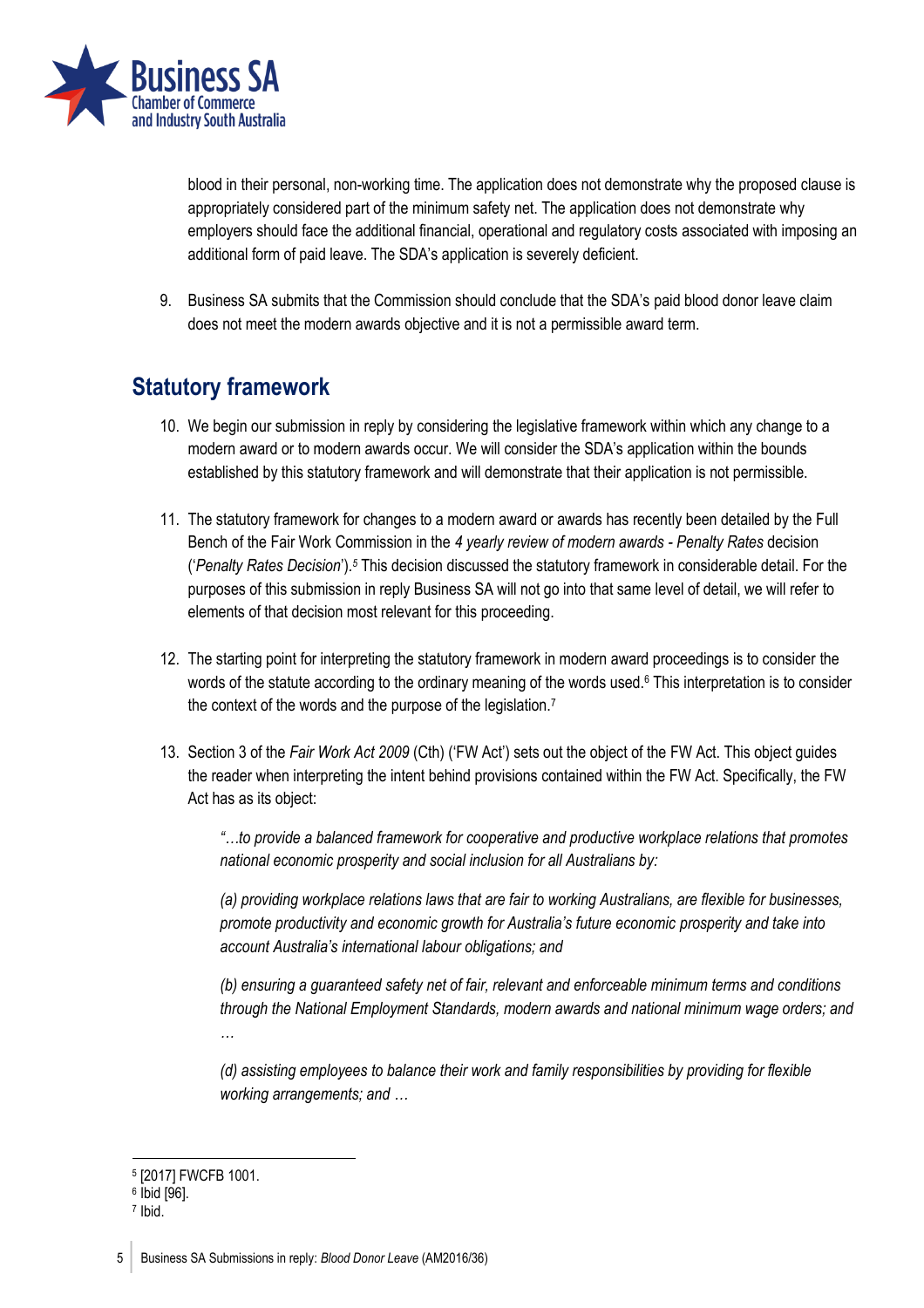blood in their personal, non-working time. The application does not demonstrate why the proposed clause is appropriately considered part of the minimum safety net. The application does not demonstrate why employers should face the additional financial, operational and regulatory costs associated with imposing an additional form of paid leave. The SDA's application is severely deficient.

9. Business SA submits that the Commission should conclude that the SDA's paid blood donor leave claim does not meet the modern awards objective and it is not a permissible award term.

## Statutory framework

10. We begin our submission in reply by considering the legislative framework within which any change to a modern award or to modern awards occur. We will consider the SDA's application within the bounds established by this statutory framework and will demonstrate that their application is not permissible.

11. The statutory framework for changes to a modern award or awards has recently been detailed by the Full Bench of the Fair Work Commission in the *4 yearly review of modern awards - Penalty Rates* decision ('*Penalty Rates Decision*').[5] This decision discussed the statutory framework in considerable detail. For the purposes of this submission in reply Business SA will not go into that same level of detail, we will refer to elements of that decision most relevant for this proceeding.

12. The starting point for interpreting the statutory framework in modern award proceedings is to consider the words of the statute according to the ordinary meaning of the words used.[6] This interpretation is to consider the context of the words and the purpose of the legislation.[7]

13. Section 3 of the *Fair Work Act 2009* (Cth) ('FW Act') sets out the object of the FW Act. This object guides the reader when interpreting the intent behind provisions contained within the FW Act. Specifically, the FW Act has as its object:

> *"…to provide a balanced framework for cooperative and productive workplace relations that promotes national economic prosperity and social inclusion for all Australians by:*
>
> *(a) providing workplace relations laws that are fair to working Australians, are flexible for businesses, promote productivity and economic growth for Australia's future economic prosperity and take into account Australia's international labour obligations; and*
>
> *(b) ensuring a guaranteed safety net of fair, relevant and enforceable minimum terms and conditions through the National Employment Standards, modern awards and national minimum wage orders; and …*
>
> *(d) assisting employees to balance their work and family responsibilities by providing for flexible working arrangements; and …*

---

[5] [2017] FWCFB 1001.
[6] Ibid [96].
[7] Ibid.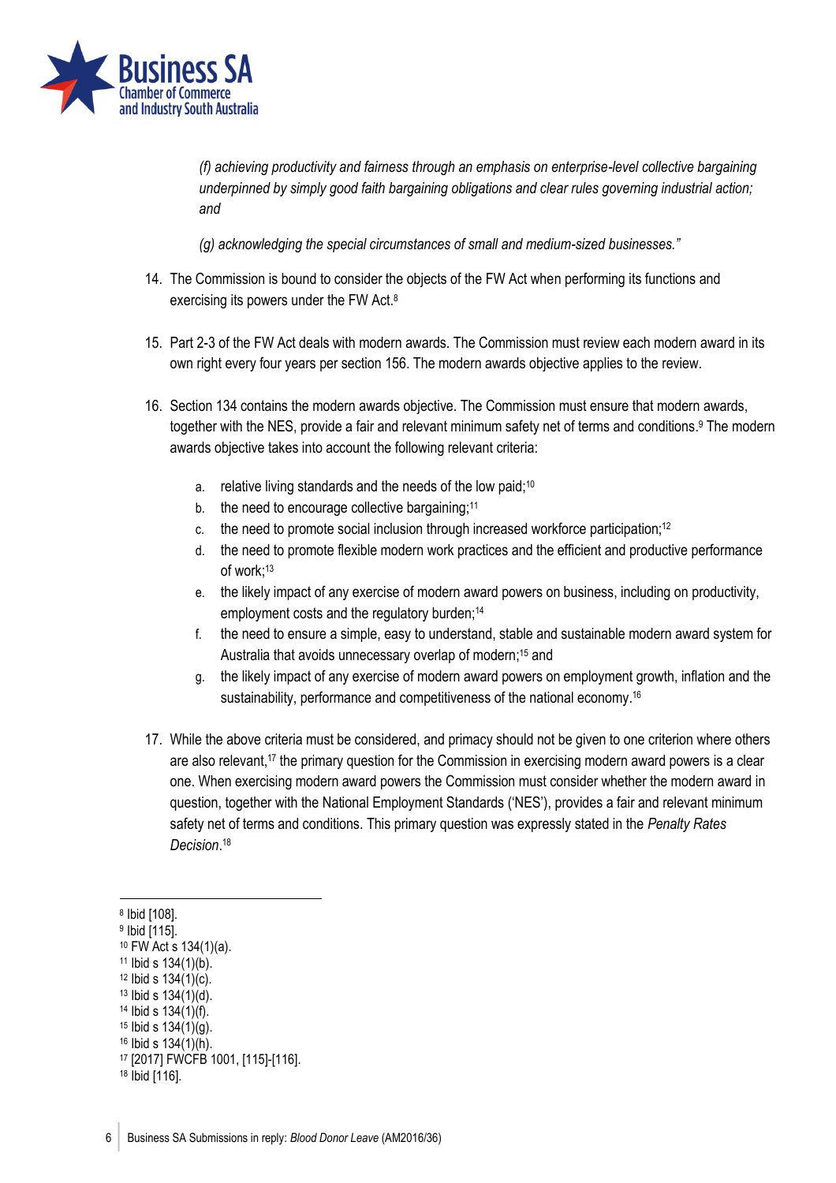*(f) achieving productivity and fairness through an emphasis on enterprise-level collective bargaining underpinned by simply good faith bargaining obligations and clear rules governing industrial action; and*

*(g) acknowledging the special circumstances of small and medium-sized businesses."*

14. The Commission is bound to consider the objects of the FW Act when performing its functions and exercising its powers under the FW Act.[8]

15. Part 2-3 of the FW Act deals with modern awards. The Commission must review each modern award in its own right every four years per section 156. The modern awards objective applies to the review.

16. Section 134 contains the modern awards objective. The Commission must ensure that modern awards, together with the NES, provide a fair and relevant minimum safety net of terms and conditions.[9] The modern awards objective takes into account the following relevant criteria:

    a. relative living standards and the needs of the low paid;[10]
    b. the need to encourage collective bargaining;[11]
    c. the need to promote social inclusion through increased workforce participation;[12]
    d. the need to promote flexible modern work practices and the efficient and productive performance of work;[13]
    e. the likely impact of any exercise of modern award powers on business, including on productivity, employment costs and the regulatory burden;[14]
    f. the need to ensure a simple, easy to understand, stable and sustainable modern award system for Australia that avoids unnecessary overlap of modern;[15] and
    g. the likely impact of any exercise of modern award powers on employment growth, inflation and the sustainability, performance and competitiveness of the national economy.[16]

17. While the above criteria must be considered, and primacy should not be given to one criterion where others are also relevant,[17] the primary question for the Commission in exercising modern award powers is a clear one. When exercising modern award powers the Commission must consider whether the modern award in question, together with the National Employment Standards ('NES'), provides a fair and relevant minimum safety net of terms and conditions. This primary question was expressly stated in the *Penalty Rates Decision*.[18]

---

[8] Ibid [108].
[9] Ibid [115].
[10] FW Act s 134(1)(a).
[11] Ibid s 134(1)(b).
[12] Ibid s 134(1)(c).
[13] Ibid s 134(1)(d).
[14] Ibid s 134(1)(f).
[15] Ibid s 134(1)(g).
[16] Ibid s 134(1)(h).
[17] [2017] FWCFB 1001, [115]-[116].
[18] Ibid [116].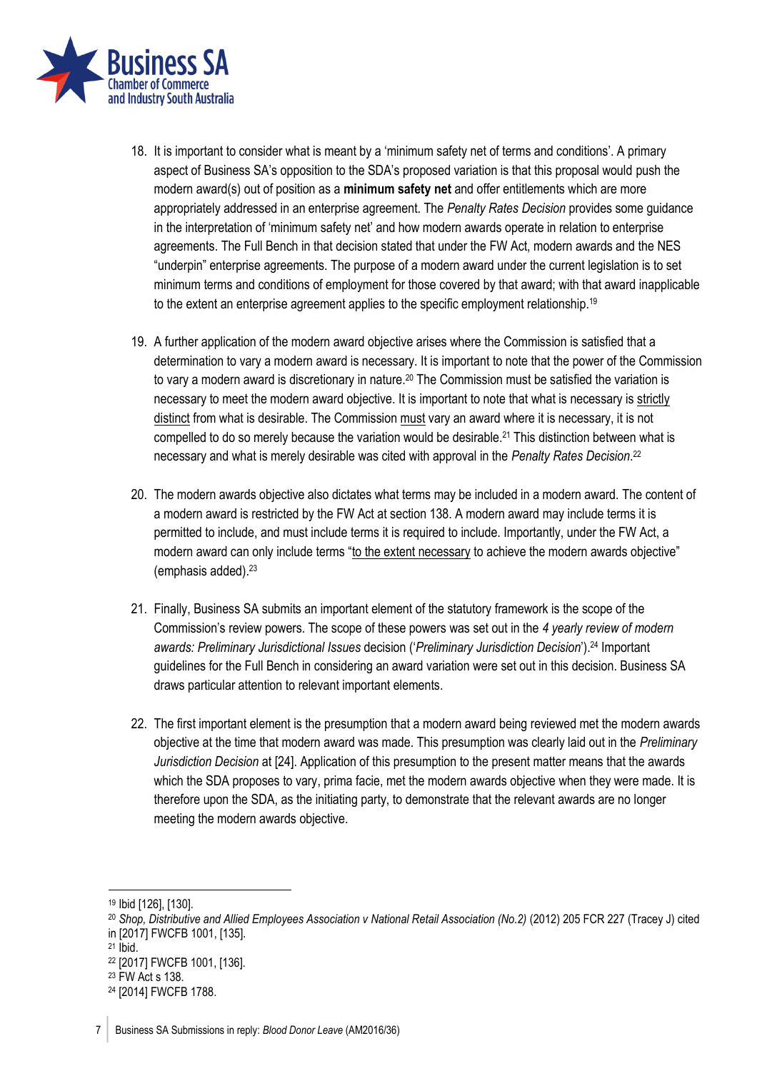18. It is important to consider what is meant by a 'minimum safety net of terms and conditions'. A primary aspect of Business SA's opposition to the SDA's proposed variation is that this proposal would push the modern award(s) out of position as a **minimum safety net** and offer entitlements which are more appropriately addressed in an enterprise agreement. The *Penalty Rates Decision* provides some guidance in the interpretation of 'minimum safety net' and how modern awards operate in relation to enterprise agreements. The Full Bench in that decision stated that under the FW Act, modern awards and the NES "underpin" enterprise agreements. The purpose of a modern award under the current legislation is to set minimum terms and conditions of employment for those covered by that award; with that award inapplicable to the extent an enterprise agreement applies to the specific employment relationship.[19]

19. A further application of the modern award objective arises where the Commission is satisfied that a determination to vary a modern award is necessary. It is important to note that the power of the Commission to vary a modern award is discretionary in nature.[20] The Commission must be satisfied the variation is necessary to meet the modern award objective. It is important to note that what is necessary is <u>strictly distinct</u> from what is desirable. The Commission <u>must</u> vary an award where it is necessary, it is not compelled to do so merely because the variation would be desirable.[21] This distinction between what is necessary and what is merely desirable was cited with approval in the *Penalty Rates Decision*.[22]

20. The modern awards objective also dictates what terms may be included in a modern award. The content of a modern award is restricted by the FW Act at section 138. A modern award may include terms it is permitted to include, and must include terms it is required to include. Importantly, under the FW Act, a modern award can only include terms "<u>to the extent necessary</u> to achieve the modern awards objective" (emphasis added).[23]

21. Finally, Business SA submits an important element of the statutory framework is the scope of the Commission's review powers. The scope of these powers was set out in the *4 yearly review of modern awards: Preliminary Jurisdictional Issues* decision ('*Preliminary Jurisdiction Decision*').[24] Important guidelines for the Full Bench in considering an award variation were set out in this decision. Business SA draws particular attention to relevant important elements.

22. The first important element is the presumption that a modern award being reviewed met the modern awards objective at the time that modern award was made. This presumption was clearly laid out in the *Preliminary Jurisdiction Decision* at [24]. Application of this presumption to the present matter means that the awards which the SDA proposes to vary, prima facie, met the modern awards objective when they were made. It is therefore upon the SDA, as the initiating party, to demonstrate that the relevant awards are no longer meeting the modern awards objective.

---

[19] Ibid [126], [130].

[20] *Shop, Distributive and Allied Employees Association v National Retail Association (No.2)* (2012) 205 FCR 227 (Tracey J) cited in [2017] FWCFB 1001, [135].

[21] Ibid.

[22] [2017] FWCFB 1001, [136].

[23] FW Act s 138.

[24] [2014] FWCFB 1788.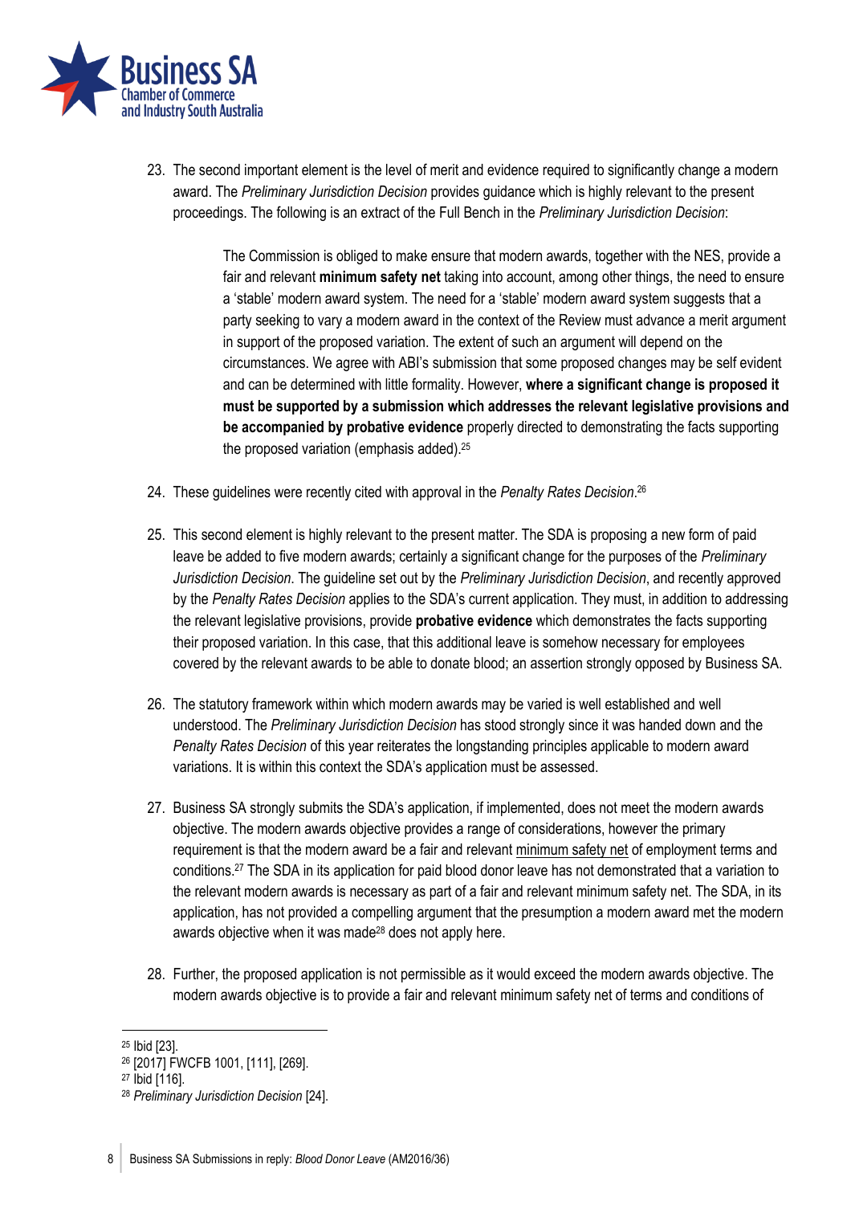23. The second important element is the level of merit and evidence required to significantly change a modern award. The *Preliminary Jurisdiction Decision* provides guidance which is highly relevant to the present proceedings. The following is an extract of the Full Bench in the *Preliminary Jurisdiction Decision*:

    > The Commission is obliged to make ensure that modern awards, together with the NES, provide a fair and relevant **minimum safety net** taking into account, among other things, the need to ensure a 'stable' modern award system. The need for a 'stable' modern award system suggests that a party seeking to vary a modern award in the context of the Review must advance a merit argument in support of the proposed variation. The extent of such an argument will depend on the circumstances. We agree with ABI's submission that some proposed changes may be self evident and can be determined with little formality. However, **where a significant change is proposed it must be supported by a submission which addresses the relevant legislative provisions and be accompanied by probative evidence** properly directed to demonstrating the facts supporting the proposed variation (emphasis added).[25]

24. These guidelines were recently cited with approval in the *Penalty Rates Decision*.[26]

25. This second element is highly relevant to the present matter. The SDA is proposing a new form of paid leave be added to five modern awards; certainly a significant change for the purposes of the *Preliminary Jurisdiction Decision*. The guideline set out by the *Preliminary Jurisdiction Decision*, and recently approved by the *Penalty Rates Decision* applies to the SDA's current application. They must, in addition to addressing the relevant legislative provisions, provide **probative evidence** which demonstrates the facts supporting their proposed variation. In this case, that this additional leave is somehow necessary for employees covered by the relevant awards to be able to donate blood; an assertion strongly opposed by Business SA.

26. The statutory framework within which modern awards may be varied is well established and well understood. The *Preliminary Jurisdiction Decision* has stood strongly since it was handed down and the *Penalty Rates Decision* of this year reiterates the longstanding principles applicable to modern award variations. It is within this context the SDA's application must be assessed.

27. Business SA strongly submits the SDA's application, if implemented, does not meet the modern awards objective. The modern awards objective provides a range of considerations, however the primary requirement is that the modern award be a fair and relevant <u>minimum safety net</u> of employment terms and conditions.[27] The SDA in its application for paid blood donor leave has not demonstrated that a variation to the relevant modern awards is necessary as part of a fair and relevant minimum safety net. The SDA, in its application, has not provided a compelling argument that the presumption a modern award met the modern awards objective when it was made[28] does not apply here.

28. Further, the proposed application is not permissible as it would exceed the modern awards objective. The modern awards objective is to provide a fair and relevant minimum safety net of terms and conditions of

---

[25] Ibid [23].

[26] [2017] FWCFB 1001, [111], [269].

[27] Ibid [116].

[28] *Preliminary Jurisdiction Decision* [24].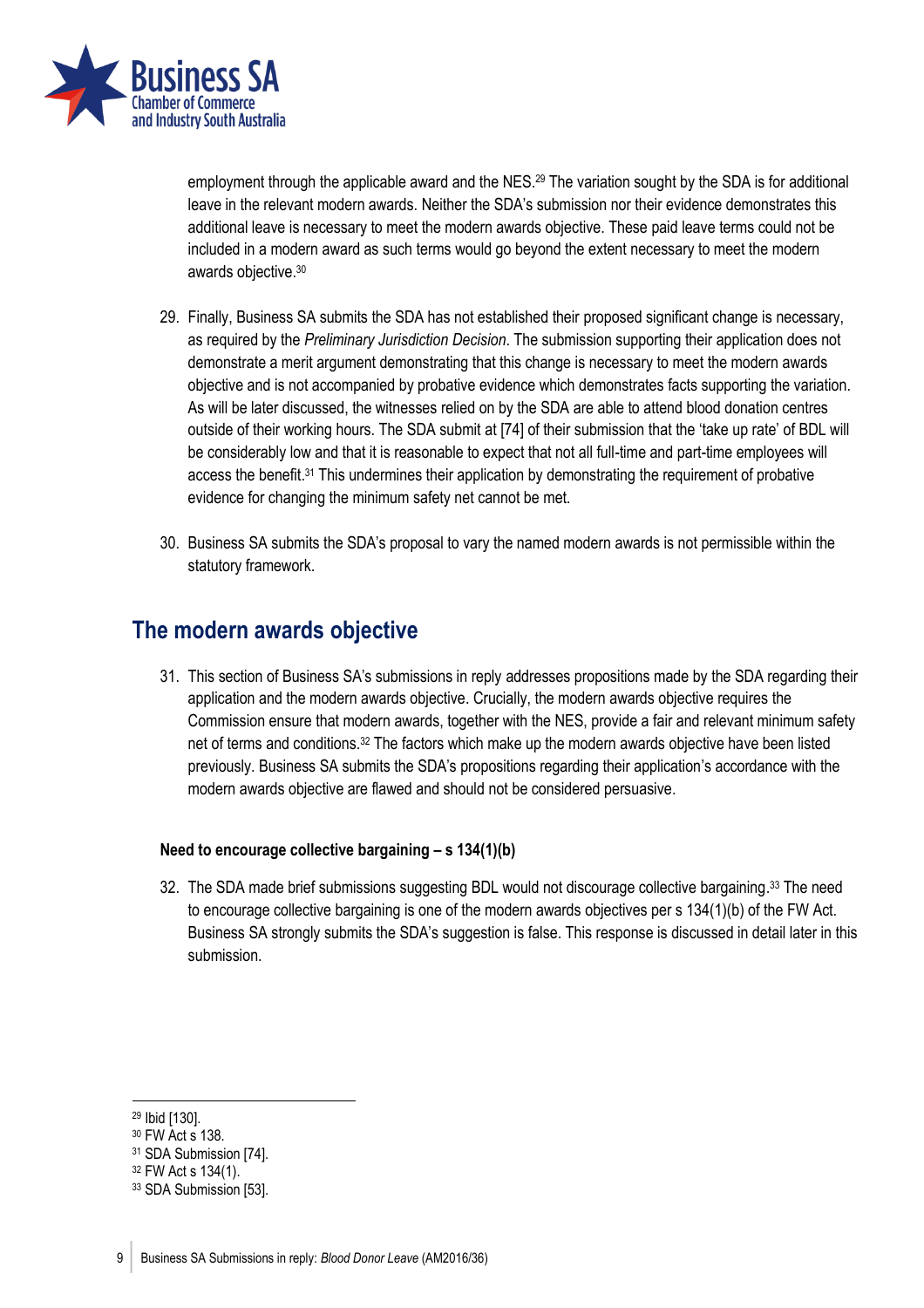employment through the applicable award and the NES.[29] The variation sought by the SDA is for additional leave in the relevant modern awards. Neither the SDA's submission nor their evidence demonstrates this additional leave is necessary to meet the modern awards objective. These paid leave terms could not be included in a modern award as such terms would go beyond the extent necessary to meet the modern awards objective.[30]

29. Finally, Business SA submits the SDA has not established their proposed significant change is necessary, as required by the *Preliminary Jurisdiction Decision*. The submission supporting their application does not demonstrate a merit argument demonstrating that this change is necessary to meet the modern awards objective and is not accompanied by probative evidence which demonstrates facts supporting the variation. As will be later discussed, the witnesses relied on by the SDA are able to attend blood donation centres outside of their working hours. The SDA submit at [74] of their submission that the 'take up rate' of BDL will be considerably low and that it is reasonable to expect that not all full-time and part-time employees will access the benefit.[31] This undermines their application by demonstrating the requirement of probative evidence for changing the minimum safety net cannot be met.

30. Business SA submits the SDA's proposal to vary the named modern awards is not permissible within the statutory framework.

## The modern awards objective

31. This section of Business SA's submissions in reply addresses propositions made by the SDA regarding their application and the modern awards objective. Crucially, the modern awards objective requires the Commission ensure that modern awards, together with the NES, provide a fair and relevant minimum safety net of terms and conditions.[32] The factors which make up the modern awards objective have been listed previously. Business SA submits the SDA's propositions regarding their application's accordance with the modern awards objective are flawed and should not be considered persuasive.

**Need to encourage collective bargaining – s 134(1)(b)**

32. The SDA made brief submissions suggesting BDL would not discourage collective bargaining.[33] The need to encourage collective bargaining is one of the modern awards objectives per s 134(1)(b) of the FW Act. Business SA strongly submits the SDA's suggestion is false. This response is discussed in detail later in this submission.

---

[29] Ibid [130].
[30] FW Act s 138.
[31] SDA Submission [74].
[32] FW Act s 134(1).
[33] SDA Submission [53].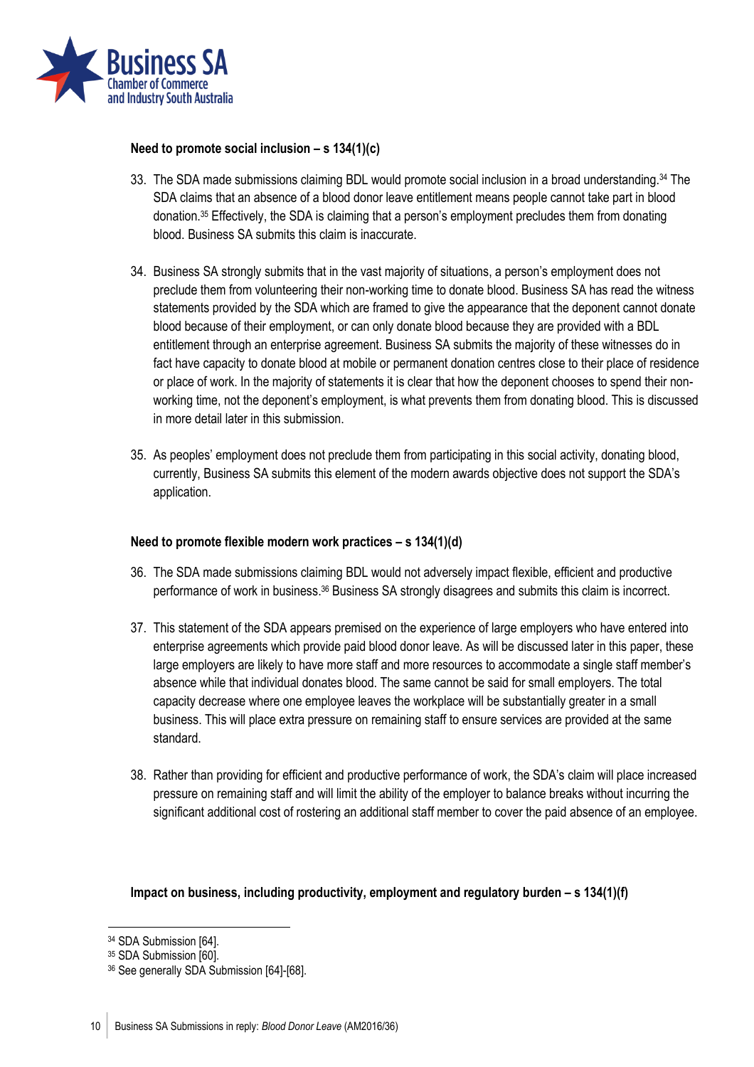**Need to promote social inclusion – s 134(1)(c)**

33. The SDA made submissions claiming BDL would promote social inclusion in a broad understanding.[34] The SDA claims that an absence of a blood donor leave entitlement means people cannot take part in blood donation.[35] Effectively, the SDA is claiming that a person's employment precludes them from donating blood. Business SA submits this claim is inaccurate.

34. Business SA strongly submits that in the vast majority of situations, a person's employment does not preclude them from volunteering their non-working time to donate blood. Business SA has read the witness statements provided by the SDA which are framed to give the appearance that the deponent cannot donate blood because of their employment, or can only donate blood because they are provided with a BDL entitlement through an enterprise agreement. Business SA submits the majority of these witnesses do in fact have capacity to donate blood at mobile or permanent donation centres close to their place of residence or place of work. In the majority of statements it is clear that how the deponent chooses to spend their non-working time, not the deponent's employment, is what prevents them from donating blood. This is discussed in more detail later in this submission.

35. As peoples' employment does not preclude them from participating in this social activity, donating blood, currently, Business SA submits this element of the modern awards objective does not support the SDA's application.

**Need to promote flexible modern work practices – s 134(1)(d)**

36. The SDA made submissions claiming BDL would not adversely impact flexible, efficient and productive performance of work in business.[36] Business SA strongly disagrees and submits this claim is incorrect.

37. This statement of the SDA appears premised on the experience of large employers who have entered into enterprise agreements which provide paid blood donor leave. As will be discussed later in this paper, these large employers are likely to have more staff and more resources to accommodate a single staff member's absence while that individual donates blood. The same cannot be said for small employers. The total capacity decrease where one employee leaves the workplace will be substantially greater in a small business. This will place extra pressure on remaining staff to ensure services are provided at the same standard.

38. Rather than providing for efficient and productive performance of work, the SDA's claim will place increased pressure on remaining staff and will limit the ability of the employer to balance breaks without incurring the significant additional cost of rostering an additional staff member to cover the paid absence of an employee.

**Impact on business, including productivity, employment and regulatory burden – s 134(1)(f)**

[34] SDA Submission [64].
[35] SDA Submission [60].
[36] See generally SDA Submission [64]-[68].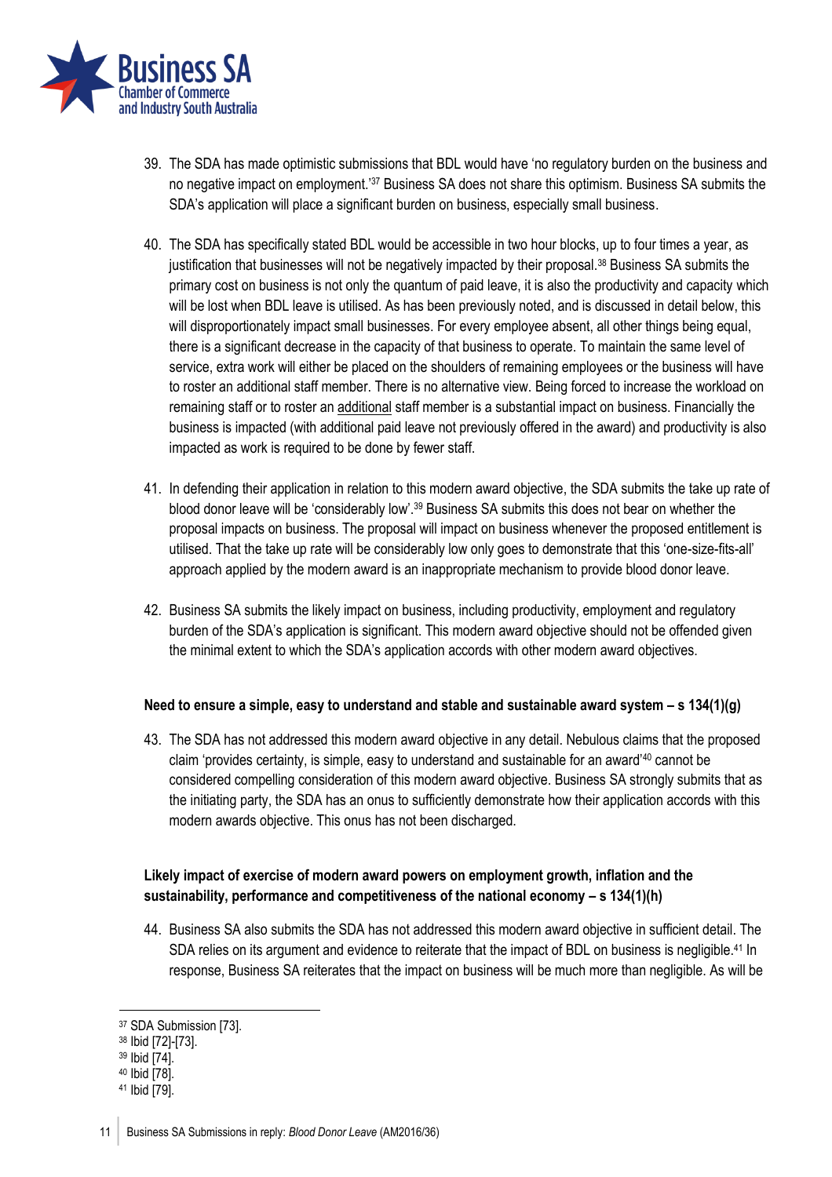39. The SDA has made optimistic submissions that BDL would have 'no regulatory burden on the business and no negative impact on employment.'[37] Business SA does not share this optimism. Business SA submits the SDA's application will place a significant burden on business, especially small business.

40. The SDA has specifically stated BDL would be accessible in two hour blocks, up to four times a year, as justification that businesses will not be negatively impacted by their proposal.[38] Business SA submits the primary cost on business is not only the quantum of paid leave, it is also the productivity and capacity which will be lost when BDL leave is utilised. As has been previously noted, and is discussed in detail below, this will disproportionately impact small businesses. For every employee absent, all other things being equal, there is a significant decrease in the capacity of that business to operate. To maintain the same level of service, extra work will either be placed on the shoulders of remaining employees or the business will have to roster an additional staff member. There is no alternative view. Being forced to increase the workload on remaining staff or to roster an <u>additional</u> staff member is a substantial impact on business. Financially the business is impacted (with additional paid leave not previously offered in the award) and productivity is also impacted as work is required to be done by fewer staff.

41. In defending their application in relation to this modern award objective, the SDA submits the take up rate of blood donor leave will be 'considerably low'.[39] Business SA submits this does not bear on whether the proposal impacts on business. The proposal will impact on business whenever the proposed entitlement is utilised. That the take up rate will be considerably low only goes to demonstrate that this 'one-size-fits-all' approach applied by the modern award is an inappropriate mechanism to provide blood donor leave.

42. Business SA submits the likely impact on business, including productivity, employment and regulatory burden of the SDA's application is significant. This modern award objective should not be offended given the minimal extent to which the SDA's application accords with other modern award objectives.

**Need to ensure a simple, easy to understand and stable and sustainable award system – s 134(1)(g)**

43. The SDA has not addressed this modern award objective in any detail. Nebulous claims that the proposed claim 'provides certainty, is simple, easy to understand and sustainable for an award'[40] cannot be considered compelling consideration of this modern award objective. Business SA strongly submits that as the initiating party, the SDA has an onus to sufficiently demonstrate how their application accords with this modern awards objective. This onus has not been discharged.

**Likely impact of exercise of modern award powers on employment growth, inflation and the sustainability, performance and competitiveness of the national economy – s 134(1)(h)**

44. Business SA also submits the SDA has not addressed this modern award objective in sufficient detail. The SDA relies on its argument and evidence to reiterate that the impact of BDL on business is negligible.[41] In response, Business SA reiterates that the impact on business will be much more than negligible. As will be

---

[37] SDA Submission [73].
[38] Ibid [72]-[73].
[39] Ibid [74].
[40] Ibid [78].
[41] Ibid [79].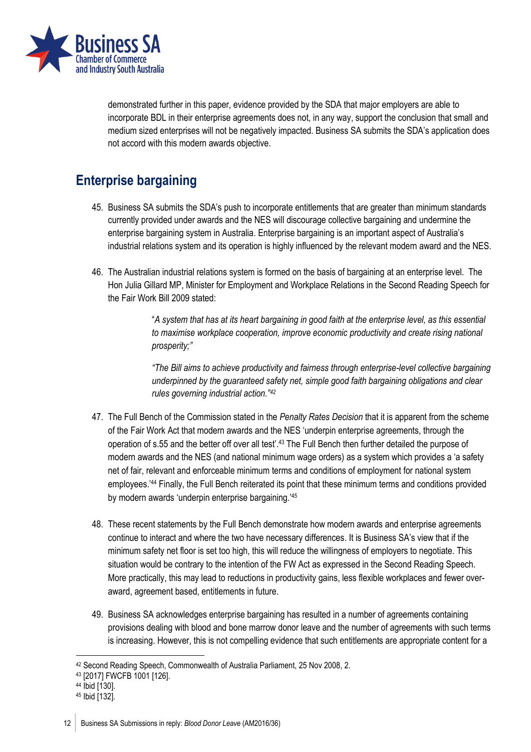demonstrated further in this paper, evidence provided by the SDA that major employers are able to incorporate BDL in their enterprise agreements does not, in any way, support the conclusion that small and medium sized enterprises will not be negatively impacted. Business SA submits the SDA's application does not accord with this modern awards objective.

## Enterprise bargaining

45. Business SA submits the SDA's push to incorporate entitlements that are greater than minimum standards currently provided under awards and the NES will discourage collective bargaining and undermine the enterprise bargaining system in Australia. Enterprise bargaining is an important aspect of Australia's industrial relations system and its operation is highly influenced by the relevant modern award and the NES.

46. The Australian industrial relations system is formed on the basis of bargaining at an enterprise level. The Hon Julia Gillard MP, Minister for Employment and Workplace Relations in the Second Reading Speech for the Fair Work Bill 2009 stated:

    > "*A system that has at its heart bargaining in good faith at the enterprise level, as this essential to maximise workplace cooperation, improve economic productivity and create rising national prosperity;"*
    >
    > *"The Bill aims to achieve productivity and fairness through enterprise-level collective bargaining underpinned by the guaranteed safety net, simple good faith bargaining obligations and clear rules governing industrial action."*[42]

47. The Full Bench of the Commission stated in the *Penalty Rates Decision* that it is apparent from the scheme of the Fair Work Act that modern awards and the NES 'underpin enterprise agreements, through the operation of s.55 and the better off over all test'.[43] The Full Bench then further detailed the purpose of modern awards and the NES (and national minimum wage orders) as a system which provides a 'a safety net of fair, relevant and enforceable minimum terms and conditions of employment for national system employees.'[44] Finally, the Full Bench reiterated its point that these minimum terms and conditions provided by modern awards 'underpin enterprise bargaining.'[45]

48. These recent statements by the Full Bench demonstrate how modern awards and enterprise agreements continue to interact and where the two have necessary differences. It is Business SA's view that if the minimum safety net floor is set too high, this will reduce the willingness of employers to negotiate. This situation would be contrary to the intention of the FW Act as expressed in the Second Reading Speech. More practically, this may lead to reductions in productivity gains, less flexible workplaces and fewer over-award, agreement based, entitlements in future.

49. Business SA acknowledges enterprise bargaining has resulted in a number of agreements containing provisions dealing with blood and bone marrow donor leave and the number of agreements with such terms is increasing. However, this is not compelling evidence that such entitlements are appropriate content for a

---

[42] Second Reading Speech, Commonwealth of Australia Parliament, 25 Nov 2008, 2.

[43] [2017] FWCFB 1001 [126].

[44] Ibid [130].

[45] Ibid [132].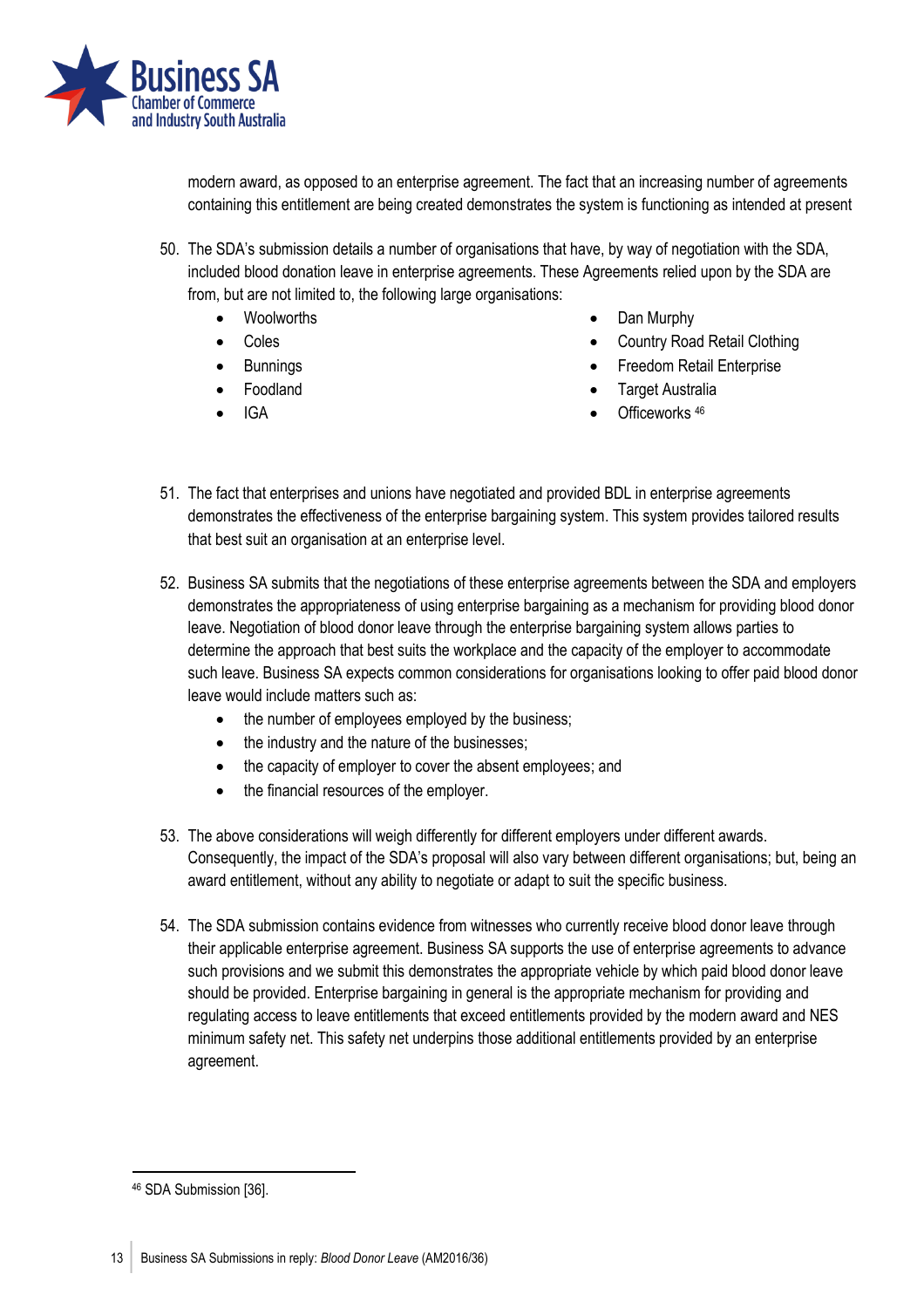modern award, as opposed to an enterprise agreement. The fact that an increasing number of agreements containing this entitlement are being created demonstrates the system is functioning as intended at present

50. The SDA's submission details a number of organisations that have, by way of negotiation with the SDA, included blood donation leave in enterprise agreements. These Agreements relied upon by the SDA are from, but are not limited to, the following large organisations:
    - Woolworths
    - Coles
    - Bunnings
    - Foodland
    - IGA
    - Dan Murphy
    - Country Road Retail Clothing
    - Freedom Retail Enterprise
    - Target Australia
    - Officeworks [46]

51. The fact that enterprises and unions have negotiated and provided BDL in enterprise agreements demonstrates the effectiveness of the enterprise bargaining system. This system provides tailored results that best suit an organisation at an enterprise level.

52. Business SA submits that the negotiations of these enterprise agreements between the SDA and employers demonstrates the appropriateness of using enterprise bargaining as a mechanism for providing blood donor leave. Negotiation of blood donor leave through the enterprise bargaining system allows parties to determine the approach that best suits the workplace and the capacity of the employer to accommodate such leave. Business SA expects common considerations for organisations looking to offer paid blood donor leave would include matters such as:
    - the number of employees employed by the business;
    - the industry and the nature of the businesses;
    - the capacity of employer to cover the absent employees; and
    - the financial resources of the employer.

53. The above considerations will weigh differently for different employers under different awards. Consequently, the impact of the SDA's proposal will also vary between different organisations; but, being an award entitlement, without any ability to negotiate or adapt to suit the specific business.

54. The SDA submission contains evidence from witnesses who currently receive blood donor leave through their applicable enterprise agreement. Business SA supports the use of enterprise agreements to advance such provisions and we submit this demonstrates the appropriate vehicle by which paid blood donor leave should be provided. Enterprise bargaining in general is the appropriate mechanism for providing and regulating access to leave entitlements that exceed entitlements provided by the modern award and NES minimum safety net. This safety net underpins those additional entitlements provided by an enterprise agreement.

---

[46] SDA Submission [36].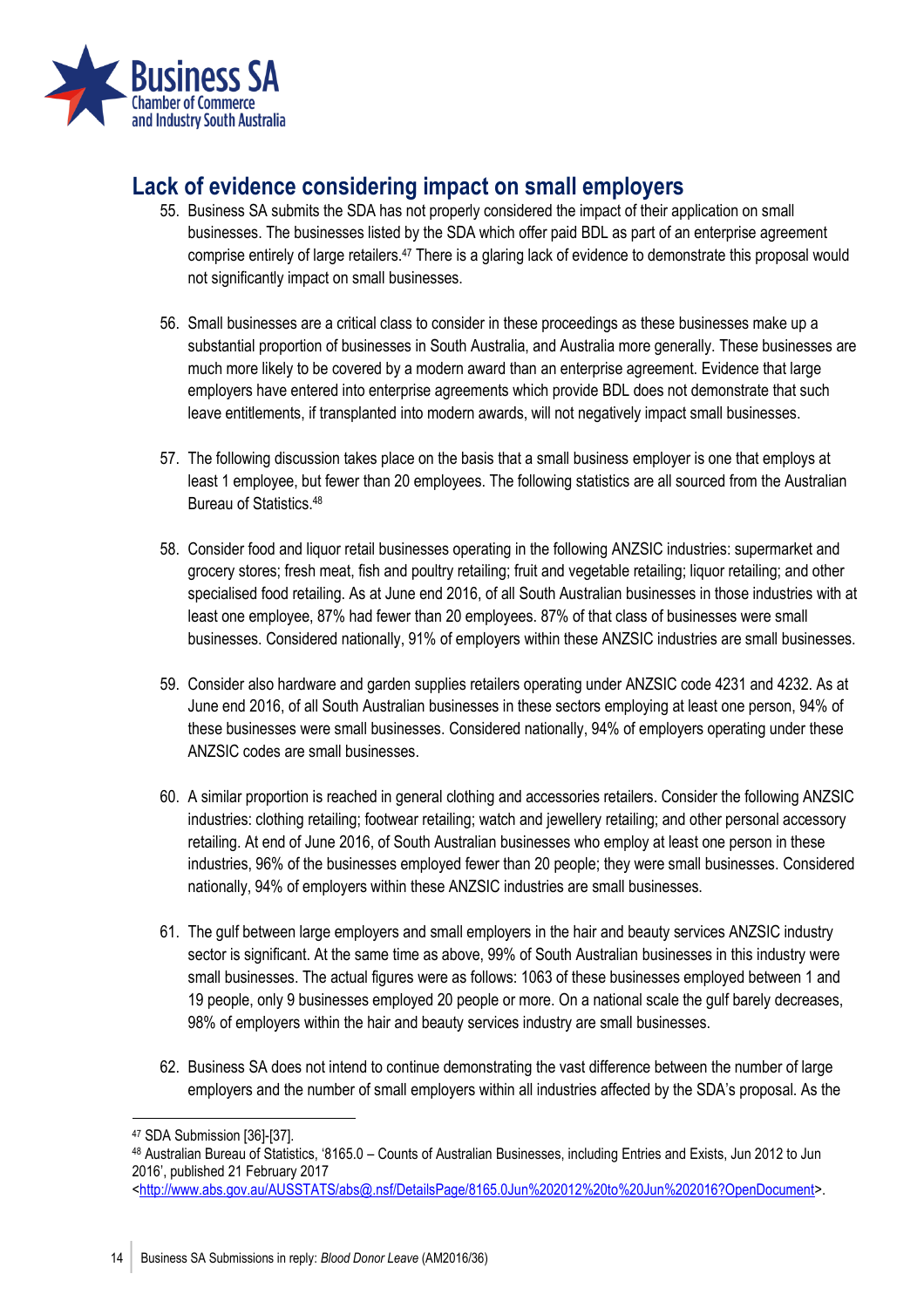## Lack of evidence considering impact on small employers

55. Business SA submits the SDA has not properly considered the impact of their application on small businesses. The businesses listed by the SDA which offer paid BDL as part of an enterprise agreement comprise entirely of large retailers.[47] There is a glaring lack of evidence to demonstrate this proposal would not significantly impact on small businesses.

56. Small businesses are a critical class to consider in these proceedings as these businesses make up a substantial proportion of businesses in South Australia, and Australia more generally. These businesses are much more likely to be covered by a modern award than an enterprise agreement. Evidence that large employers have entered into enterprise agreements which provide BDL does not demonstrate that such leave entitlements, if transplanted into modern awards, will not negatively impact small businesses.

57. The following discussion takes place on the basis that a small business employer is one that employs at least 1 employee, but fewer than 20 employees. The following statistics are all sourced from the Australian Bureau of Statistics.[48]

58. Consider food and liquor retail businesses operating in the following ANZSIC industries: supermarket and grocery stores; fresh meat, fish and poultry retailing; fruit and vegetable retailing; liquor retailing; and other specialised food retailing. As at June end 2016, of all South Australian businesses in those industries with at least one employee, 87% had fewer than 20 employees. 87% of that class of businesses were small businesses. Considered nationally, 91% of employers within these ANZSIC industries are small businesses.

59. Consider also hardware and garden supplies retailers operating under ANZSIC code 4231 and 4232. As at June end 2016, of all South Australian businesses in these sectors employing at least one person, 94% of these businesses were small businesses. Considered nationally, 94% of employers operating under these ANZSIC codes are small businesses.

60. A similar proportion is reached in general clothing and accessories retailers. Consider the following ANZSIC industries: clothing retailing; footwear retailing; watch and jewellery retailing; and other personal accessory retailing. At end of June 2016, of South Australian businesses who employ at least one person in these industries, 96% of the businesses employed fewer than 20 people; they were small businesses. Considered nationally, 94% of employers within these ANZSIC industries are small businesses.

61. The gulf between large employers and small employers in the hair and beauty services ANZSIC industry sector is significant. At the same time as above, 99% of South Australian businesses in this industry were small businesses. The actual figures were as follows: 1063 of these businesses employed between 1 and 19 people, only 9 businesses employed 20 people or more. On a national scale the gulf barely decreases, 98% of employers within the hair and beauty services industry are small businesses.

62. Business SA does not intend to continue demonstrating the vast difference between the number of large employers and the number of small employers within all industries affected by the SDA's proposal. As the

---

[47] SDA Submission [36]-[37].

[48] Australian Bureau of Statistics, '8165.0 – Counts of Australian Businesses, including Entries and Exists, Jun 2012 to Jun 2016', published 21 February 2017 <http://www.abs.gov.au/AUSSTATS/abs@.nsf/DetailsPage/8165.0Jun%202012%20to%20Jun%202016?OpenDocument>.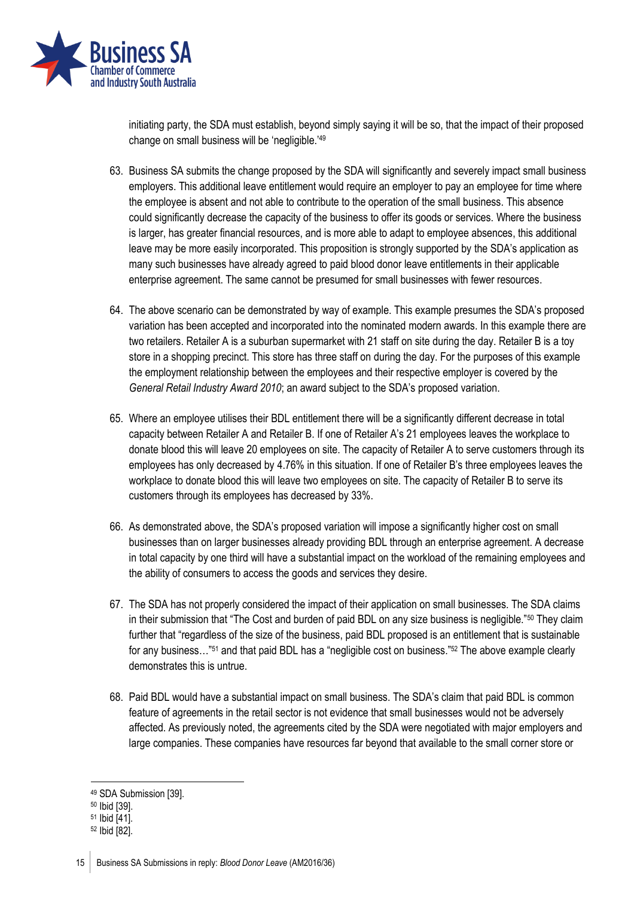initiating party, the SDA must establish, beyond simply saying it will be so, that the impact of their proposed change on small business will be 'negligible.'[49]

63. Business SA submits the change proposed by the SDA will significantly and severely impact small business employers. This additional leave entitlement would require an employer to pay an employee for time where the employee is absent and not able to contribute to the operation of the small business. This absence could significantly decrease the capacity of the business to offer its goods or services. Where the business is larger, has greater financial resources, and is more able to adapt to employee absences, this additional leave may be more easily incorporated. This proposition is strongly supported by the SDA's application as many such businesses have already agreed to paid blood donor leave entitlements in their applicable enterprise agreement. The same cannot be presumed for small businesses with fewer resources.

64. The above scenario can be demonstrated by way of example. This example presumes the SDA's proposed variation has been accepted and incorporated into the nominated modern awards. In this example there are two retailers. Retailer A is a suburban supermarket with 21 staff on site during the day. Retailer B is a toy store in a shopping precinct. This store has three staff on during the day. For the purposes of this example the employment relationship between the employees and their respective employer is covered by the *General Retail Industry Award 2010*; an award subject to the SDA's proposed variation.

65. Where an employee utilises their BDL entitlement there will be a significantly different decrease in total capacity between Retailer A and Retailer B. If one of Retailer A's 21 employees leaves the workplace to donate blood this will leave 20 employees on site. The capacity of Retailer A to serve customers through its employees has only decreased by 4.76% in this situation. If one of Retailer B's three employees leaves the workplace to donate blood this will leave two employees on site. The capacity of Retailer B to serve its customers through its employees has decreased by 33%.

66. As demonstrated above, the SDA's proposed variation will impose a significantly higher cost on small businesses than on larger businesses already providing BDL through an enterprise agreement. A decrease in total capacity by one third will have a substantial impact on the workload of the remaining employees and the ability of consumers to access the goods and services they desire.

67. The SDA has not properly considered the impact of their application on small businesses. The SDA claims in their submission that "The Cost and burden of paid BDL on any size business is negligible."[50] They claim further that "regardless of the size of the business, paid BDL proposed is an entitlement that is sustainable for any business…"[51] and that paid BDL has a "negligible cost on business."[52] The above example clearly demonstrates this is untrue.

68. Paid BDL would have a substantial impact on small business. The SDA's claim that paid BDL is common feature of agreements in the retail sector is not evidence that small businesses would not be adversely affected. As previously noted, the agreements cited by the SDA were negotiated with major employers and large companies. These companies have resources far beyond that available to the small corner store or

---

[49] SDA Submission [39].

[50] Ibid [39].

[51] Ibid [41].

[52] Ibid [82].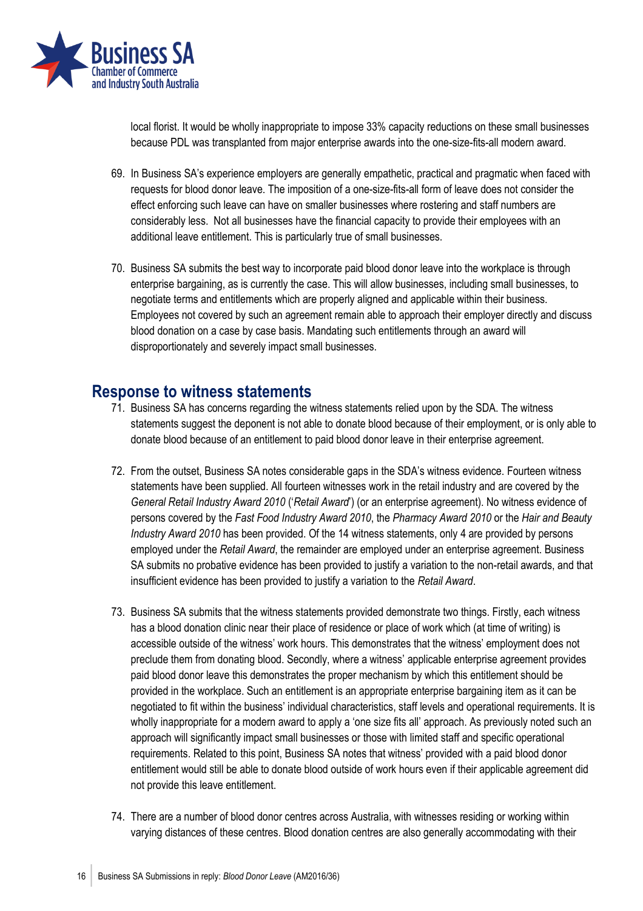local florist. It would be wholly inappropriate to impose 33% capacity reductions on these small businesses because PDL was transplanted from major enterprise awards into the one-size-fits-all modern award.

69. In Business SA's experience employers are generally empathetic, practical and pragmatic when faced with requests for blood donor leave. The imposition of a one-size-fits-all form of leave does not consider the effect enforcing such leave can have on smaller businesses where rostering and staff numbers are considerably less. Not all businesses have the financial capacity to provide their employees with an additional leave entitlement. This is particularly true of small businesses.

70. Business SA submits the best way to incorporate paid blood donor leave into the workplace is through enterprise bargaining, as is currently the case. This will allow businesses, including small businesses, to negotiate terms and entitlements which are properly aligned and applicable within their business. Employees not covered by such an agreement remain able to approach their employer directly and discuss blood donation on a case by case basis. Mandating such entitlements through an award will disproportionately and severely impact small businesses.

## Response to witness statements

71. Business SA has concerns regarding the witness statements relied upon by the SDA. The witness statements suggest the deponent is not able to donate blood because of their employment, or is only able to donate blood because of an entitlement to paid blood donor leave in their enterprise agreement.

72. From the outset, Business SA notes considerable gaps in the SDA's witness evidence. Fourteen witness statements have been supplied. All fourteen witnesses work in the retail industry and are covered by the *General Retail Industry Award 2010* ('*Retail Award*') (or an enterprise agreement). No witness evidence of persons covered by the *Fast Food Industry Award 2010*, the *Pharmacy Award 2010* or the *Hair and Beauty Industry Award 2010* has been provided. Of the 14 witness statements, only 4 are provided by persons employed under the *Retail Award*, the remainder are employed under an enterprise agreement. Business SA submits no probative evidence has been provided to justify a variation to the non-retail awards, and that insufficient evidence has been provided to justify a variation to the *Retail Award*.

73. Business SA submits that the witness statements provided demonstrate two things. Firstly, each witness has a blood donation clinic near their place of residence or place of work which (at time of writing) is accessible outside of the witness' work hours. This demonstrates that the witness' employment does not preclude them from donating blood. Secondly, where a witness' applicable enterprise agreement provides paid blood donor leave this demonstrates the proper mechanism by which this entitlement should be provided in the workplace. Such an entitlement is an appropriate enterprise bargaining item as it can be negotiated to fit within the business' individual characteristics, staff levels and operational requirements. It is wholly inappropriate for a modern award to apply a 'one size fits all' approach. As previously noted such an approach will significantly impact small businesses or those with limited staff and specific operational requirements. Related to this point, Business SA notes that witness' provided with a paid blood donor entitlement would still be able to donate blood outside of work hours even if their applicable agreement did not provide this leave entitlement.

74. There are a number of blood donor centres across Australia, with witnesses residing or working within varying distances of these centres. Blood donation centres are also generally accommodating with their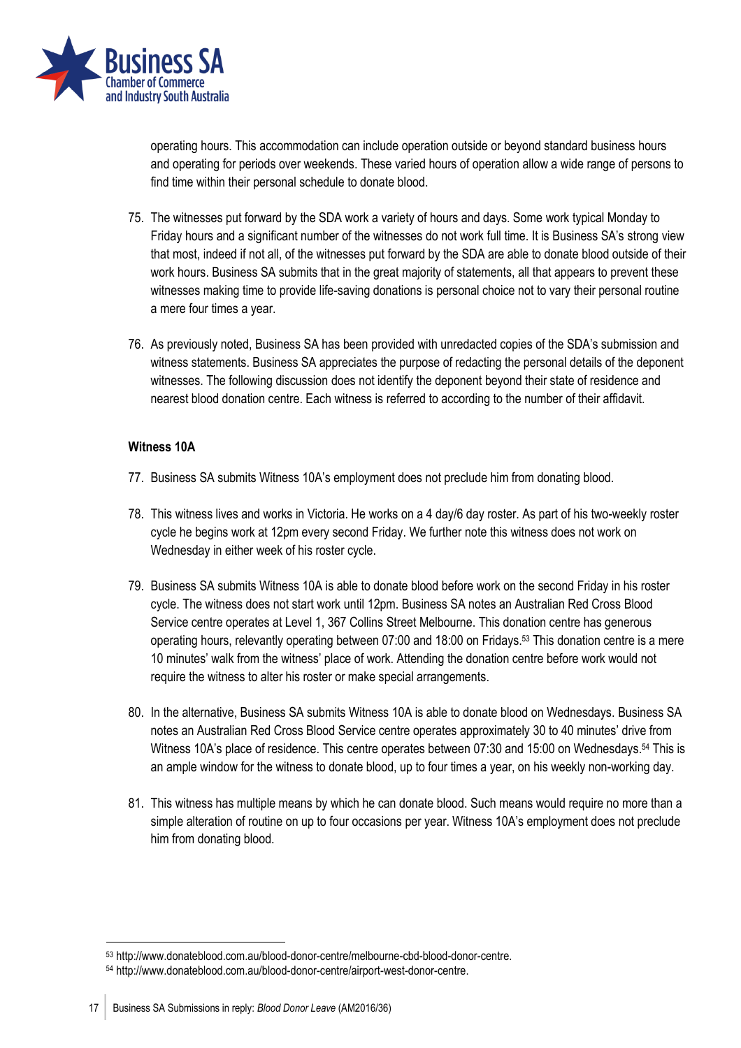operating hours. This accommodation can include operation outside or beyond standard business hours and operating for periods over weekends. These varied hours of operation allow a wide range of persons to find time within their personal schedule to donate blood.

75. The witnesses put forward by the SDA work a variety of hours and days. Some work typical Monday to Friday hours and a significant number of the witnesses do not work full time. It is Business SA's strong view that most, indeed if not all, of the witnesses put forward by the SDA are able to donate blood outside of their work hours. Business SA submits that in the great majority of statements, all that appears to prevent these witnesses making time to provide life-saving donations is personal choice not to vary their personal routine a mere four times a year.

76. As previously noted, Business SA has been provided with unredacted copies of the SDA's submission and witness statements. Business SA appreciates the purpose of redacting the personal details of the deponent witnesses. The following discussion does not identify the deponent beyond their state of residence and nearest blood donation centre. Each witness is referred to according to the number of their affidavit.

**Witness 10A**

77. Business SA submits Witness 10A's employment does not preclude him from donating blood.

78. This witness lives and works in Victoria. He works on a 4 day/6 day roster. As part of his two-weekly roster cycle he begins work at 12pm every second Friday. We further note this witness does not work on Wednesday in either week of his roster cycle.

79. Business SA submits Witness 10A is able to donate blood before work on the second Friday in his roster cycle. The witness does not start work until 12pm. Business SA notes an Australian Red Cross Blood Service centre operates at Level 1, 367 Collins Street Melbourne. This donation centre has generous operating hours, relevantly operating between 07:00 and 18:00 on Fridays.[53] This donation centre is a mere 10 minutes' walk from the witness' place of work. Attending the donation centre before work would not require the witness to alter his roster or make special arrangements.

80. In the alternative, Business SA submits Witness 10A is able to donate blood on Wednesdays. Business SA notes an Australian Red Cross Blood Service centre operates approximately 30 to 40 minutes' drive from Witness 10A's place of residence. This centre operates between 07:30 and 15:00 on Wednesdays.[54] This is an ample window for the witness to donate blood, up to four times a year, on his weekly non-working day.

81. This witness has multiple means by which he can donate blood. Such means would require no more than a simple alteration of routine on up to four occasions per year. Witness 10A's employment does not preclude him from donating blood.

---

[53] http://www.donateblood.com.au/blood-donor-centre/melbourne-cbd-blood-donor-centre.

[54] http://www.donateblood.com.au/blood-donor-centre/airport-west-donor-centre.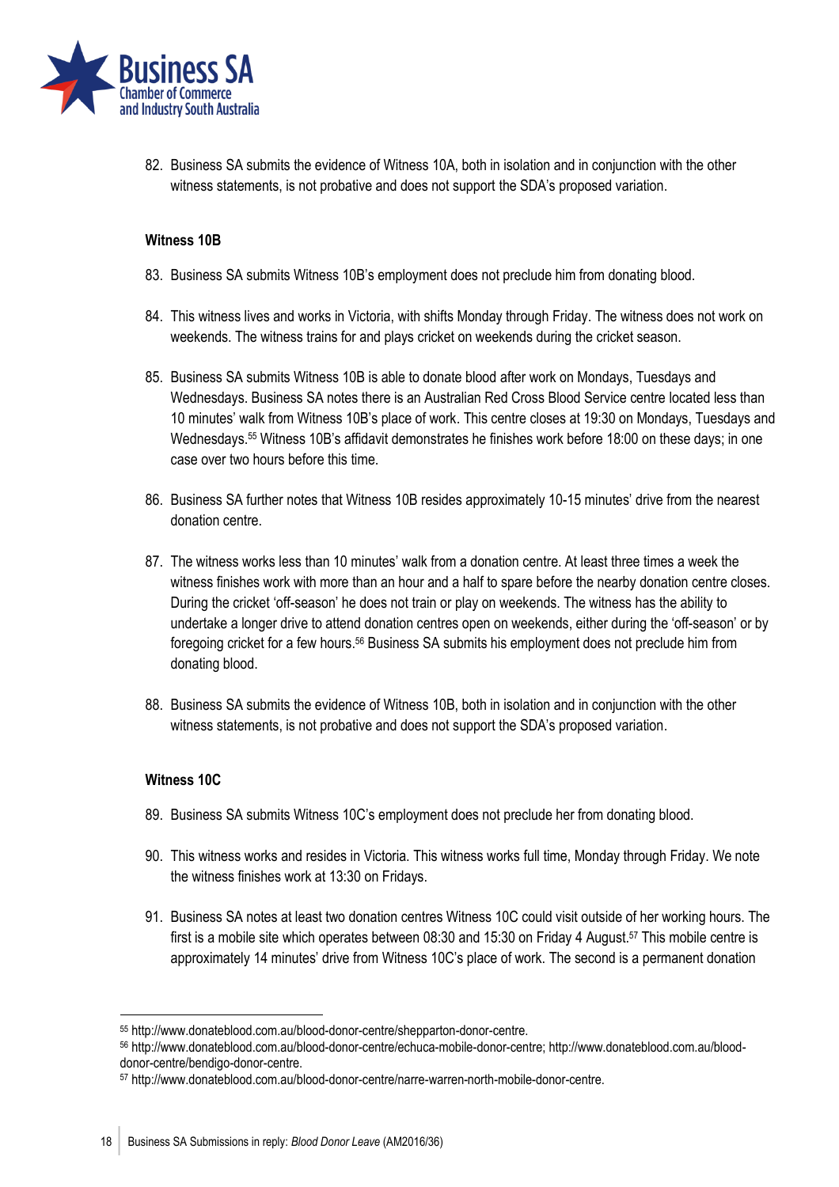82. Business SA submits the evidence of Witness 10A, both in isolation and in conjunction with the other witness statements, is not probative and does not support the SDA's proposed variation.

**Witness 10B**

83. Business SA submits Witness 10B's employment does not preclude him from donating blood.

84. This witness lives and works in Victoria, with shifts Monday through Friday. The witness does not work on weekends. The witness trains for and plays cricket on weekends during the cricket season.

85. Business SA submits Witness 10B is able to donate blood after work on Mondays, Tuesdays and Wednesdays. Business SA notes there is an Australian Red Cross Blood Service centre located less than 10 minutes' walk from Witness 10B's place of work. This centre closes at 19:30 on Mondays, Tuesdays and Wednesdays.[55] Witness 10B's affidavit demonstrates he finishes work before 18:00 on these days; in one case over two hours before this time.

86. Business SA further notes that Witness 10B resides approximately 10-15 minutes' drive from the nearest donation centre.

87. The witness works less than 10 minutes' walk from a donation centre. At least three times a week the witness finishes work with more than an hour and a half to spare before the nearby donation centre closes. During the cricket 'off-season' he does not train or play on weekends. The witness has the ability to undertake a longer drive to attend donation centres open on weekends, either during the 'off-season' or by foregoing cricket for a few hours.[56] Business SA submits his employment does not preclude him from donating blood.

88. Business SA submits the evidence of Witness 10B, both in isolation and in conjunction with the other witness statements, is not probative and does not support the SDA's proposed variation.

**Witness 10C**

89. Business SA submits Witness 10C's employment does not preclude her from donating blood.

90. This witness works and resides in Victoria. This witness works full time, Monday through Friday. We note the witness finishes work at 13:30 on Fridays.

91. Business SA notes at least two donation centres Witness 10C could visit outside of her working hours. The first is a mobile site which operates between 08:30 and 15:30 on Friday 4 August.[57] This mobile centre is approximately 14 minutes' drive from Witness 10C's place of work. The second is a permanent donation

---

[55] http://www.donateblood.com.au/blood-donor-centre/shepparton-donor-centre.

[56] http://www.donateblood.com.au/blood-donor-centre/echuca-mobile-donor-centre; http://www.donateblood.com.au/blood-donor-centre/bendigo-donor-centre.

[57] http://www.donateblood.com.au/blood-donor-centre/narre-warren-north-mobile-donor-centre.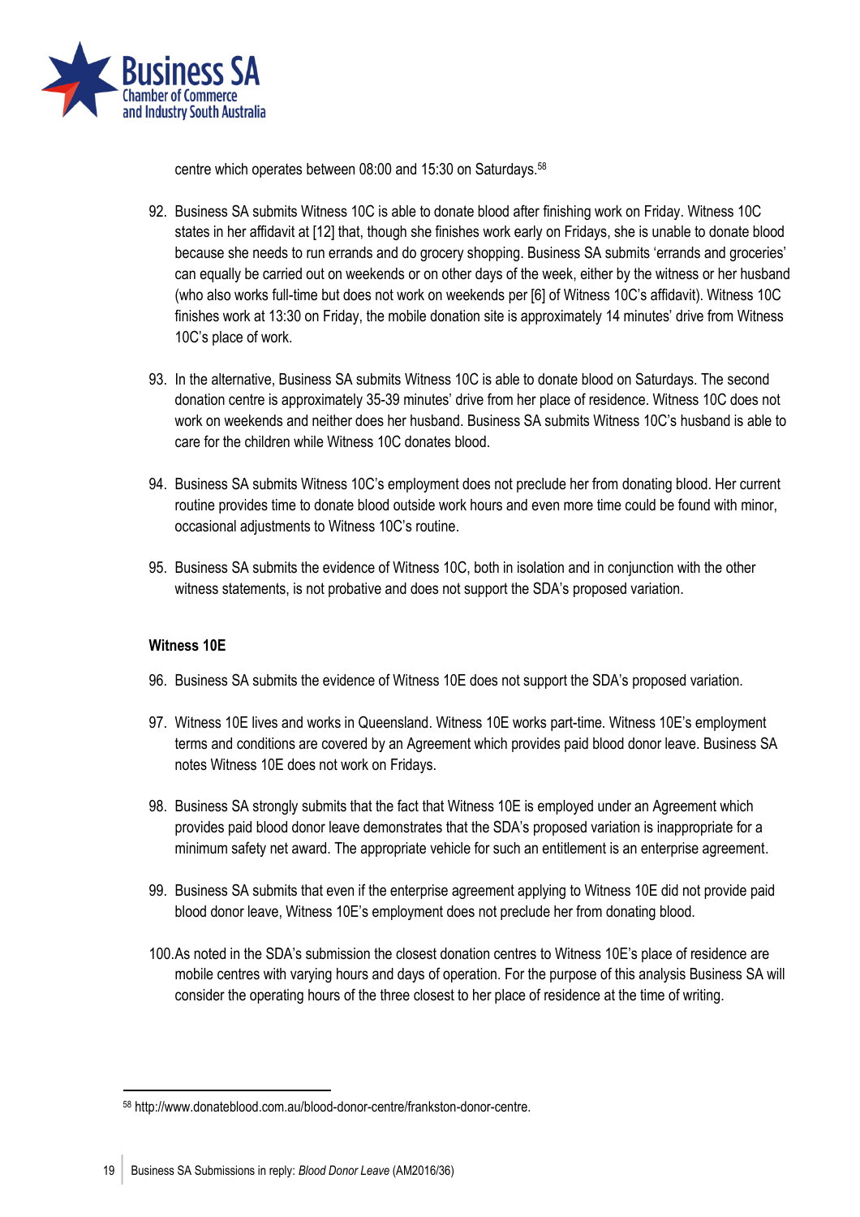centre which operates between 08:00 and 15:30 on Saturdays.[58]

92. Business SA submits Witness 10C is able to donate blood after finishing work on Friday. Witness 10C states in her affidavit at [12] that, though she finishes work early on Fridays, she is unable to donate blood because she needs to run errands and do grocery shopping. Business SA submits 'errands and groceries' can equally be carried out on weekends or on other days of the week, either by the witness or her husband (who also works full-time but does not work on weekends per [6] of Witness 10C's affidavit). Witness 10C finishes work at 13:30 on Friday, the mobile donation site is approximately 14 minutes' drive from Witness 10C's place of work.

93. In the alternative, Business SA submits Witness 10C is able to donate blood on Saturdays. The second donation centre is approximately 35-39 minutes' drive from her place of residence. Witness 10C does not work on weekends and neither does her husband. Business SA submits Witness 10C's husband is able to care for the children while Witness 10C donates blood.

94. Business SA submits Witness 10C's employment does not preclude her from donating blood. Her current routine provides time to donate blood outside work hours and even more time could be found with minor, occasional adjustments to Witness 10C's routine.

95. Business SA submits the evidence of Witness 10C, both in isolation and in conjunction with the other witness statements, is not probative and does not support the SDA's proposed variation.

**Witness 10E**

96. Business SA submits the evidence of Witness 10E does not support the SDA's proposed variation.

97. Witness 10E lives and works in Queensland. Witness 10E works part-time. Witness 10E's employment terms and conditions are covered by an Agreement which provides paid blood donor leave. Business SA notes Witness 10E does not work on Fridays.

98. Business SA strongly submits that the fact that Witness 10E is employed under an Agreement which provides paid blood donor leave demonstrates that the SDA's proposed variation is inappropriate for a minimum safety net award. The appropriate vehicle for such an entitlement is an enterprise agreement.

99. Business SA submits that even if the enterprise agreement applying to Witness 10E did not provide paid blood donor leave, Witness 10E's employment does not preclude her from donating blood.

100. As noted in the SDA's submission the closest donation centres to Witness 10E's place of residence are mobile centres with varying hours and days of operation. For the purpose of this analysis Business SA will consider the operating hours of the three closest to her place of residence at the time of writing.

---

[58] http://www.donateblood.com.au/blood-donor-centre/frankston-donor-centre.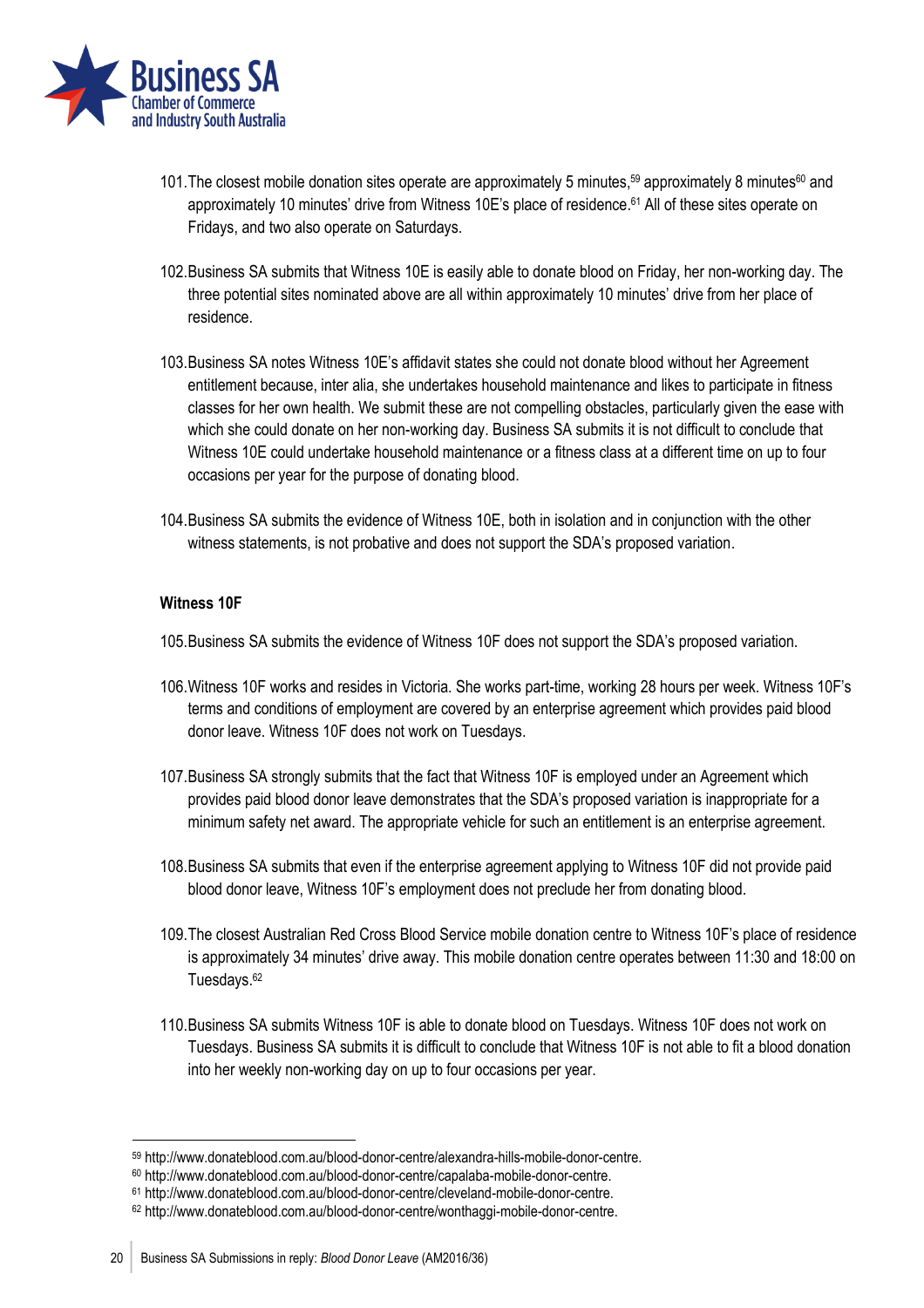101. The closest mobile donation sites operate are approximately 5 minutes,[59] approximately 8 minutes[60] and approximately 10 minutes' drive from Witness 10E's place of residence.[61] All of these sites operate on Fridays, and two also operate on Saturdays.

102. Business SA submits that Witness 10E is easily able to donate blood on Friday, her non-working day. The three potential sites nominated above are all within approximately 10 minutes' drive from her place of residence.

103. Business SA notes Witness 10E's affidavit states she could not donate blood without her Agreement entitlement because, inter alia, she undertakes household maintenance and likes to participate in fitness classes for her own health. We submit these are not compelling obstacles, particularly given the ease with which she could donate on her non-working day. Business SA submits it is not difficult to conclude that Witness 10E could undertake household maintenance or a fitness class at a different time on up to four occasions per year for the purpose of donating blood.

104. Business SA submits the evidence of Witness 10E, both in isolation and in conjunction with the other witness statements, is not probative and does not support the SDA's proposed variation.

**Witness 10F**

105. Business SA submits the evidence of Witness 10F does not support the SDA's proposed variation.

106. Witness 10F works and resides in Victoria. She works part-time, working 28 hours per week. Witness 10F's terms and conditions of employment are covered by an enterprise agreement which provides paid blood donor leave. Witness 10F does not work on Tuesdays.

107. Business SA strongly submits that the fact that Witness 10F is employed under an Agreement which provides paid blood donor leave demonstrates that the SDA's proposed variation is inappropriate for a minimum safety net award. The appropriate vehicle for such an entitlement is an enterprise agreement.

108. Business SA submits that even if the enterprise agreement applying to Witness 10F did not provide paid blood donor leave, Witness 10F's employment does not preclude her from donating blood.

109. The closest Australian Red Cross Blood Service mobile donation centre to Witness 10F's place of residence is approximately 34 minutes' drive away. This mobile donation centre operates between 11:30 and 18:00 on Tuesdays.[62]

110. Business SA submits Witness 10F is able to donate blood on Tuesdays. Witness 10F does not work on Tuesdays. Business SA submits it is difficult to conclude that Witness 10F is not able to fit a blood donation into her weekly non-working day on up to four occasions per year.

---

[59] http://www.donateblood.com.au/blood-donor-centre/alexandra-hills-mobile-donor-centre.

[60] http://www.donateblood.com.au/blood-donor-centre/capalaba-mobile-donor-centre.

[61] http://www.donateblood.com.au/blood-donor-centre/cleveland-mobile-donor-centre.

[62] http://www.donateblood.com.au/blood-donor-centre/wonthaggi-mobile-donor-centre.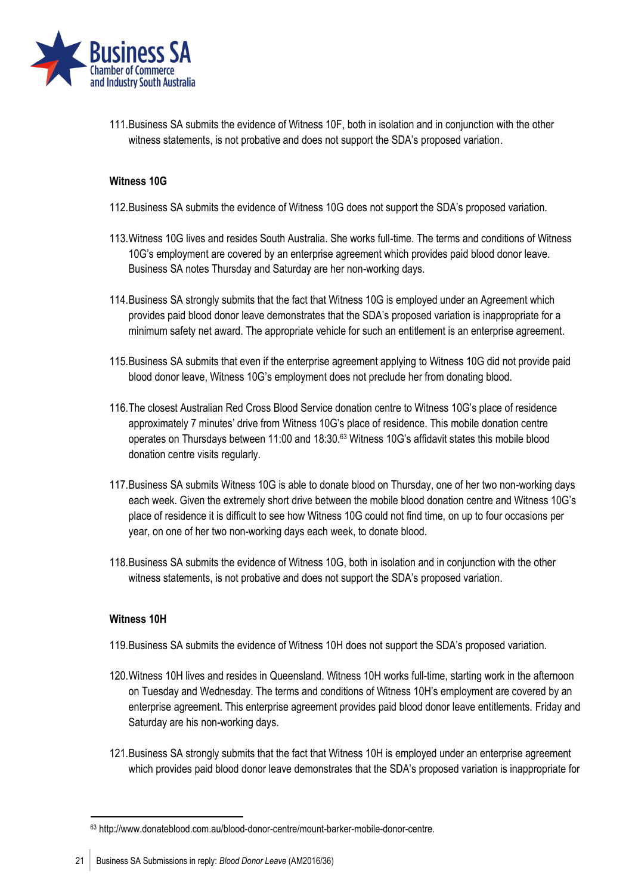111. Business SA submits the evidence of Witness 10F, both in isolation and in conjunction with the other witness statements, is not probative and does not support the SDA's proposed variation.

**Witness 10G**

112. Business SA submits the evidence of Witness 10G does not support the SDA's proposed variation.

113. Witness 10G lives and resides South Australia. She works full-time. The terms and conditions of Witness 10G's employment are covered by an enterprise agreement which provides paid blood donor leave. Business SA notes Thursday and Saturday are her non-working days.

114. Business SA strongly submits that the fact that Witness 10G is employed under an Agreement which provides paid blood donor leave demonstrates that the SDA's proposed variation is inappropriate for a minimum safety net award. The appropriate vehicle for such an entitlement is an enterprise agreement.

115. Business SA submits that even if the enterprise agreement applying to Witness 10G did not provide paid blood donor leave, Witness 10G's employment does not preclude her from donating blood.

116. The closest Australian Red Cross Blood Service donation centre to Witness 10G's place of residence approximately 7 minutes' drive from Witness 10G's place of residence. This mobile donation centre operates on Thursdays between 11:00 and 18:30.[63] Witness 10G's affidavit states this mobile blood donation centre visits regularly.

117. Business SA submits Witness 10G is able to donate blood on Thursday, one of her two non-working days each week. Given the extremely short drive between the mobile blood donation centre and Witness 10G's place of residence it is difficult to see how Witness 10G could not find time, on up to four occasions per year, on one of her two non-working days each week, to donate blood.

118. Business SA submits the evidence of Witness 10G, both in isolation and in conjunction with the other witness statements, is not probative and does not support the SDA's proposed variation.

**Witness 10H**

119. Business SA submits the evidence of Witness 10H does not support the SDA's proposed variation.

120. Witness 10H lives and resides in Queensland. Witness 10H works full-time, starting work in the afternoon on Tuesday and Wednesday. The terms and conditions of Witness 10H's employment are covered by an enterprise agreement. This enterprise agreement provides paid blood donor leave entitlements. Friday and Saturday are his non-working days.

121. Business SA strongly submits that the fact that Witness 10H is employed under an enterprise agreement which provides paid blood donor leave demonstrates that the SDA's proposed variation is inappropriate for

---

[63] http://www.donateblood.com.au/blood-donor-centre/mount-barker-mobile-donor-centre.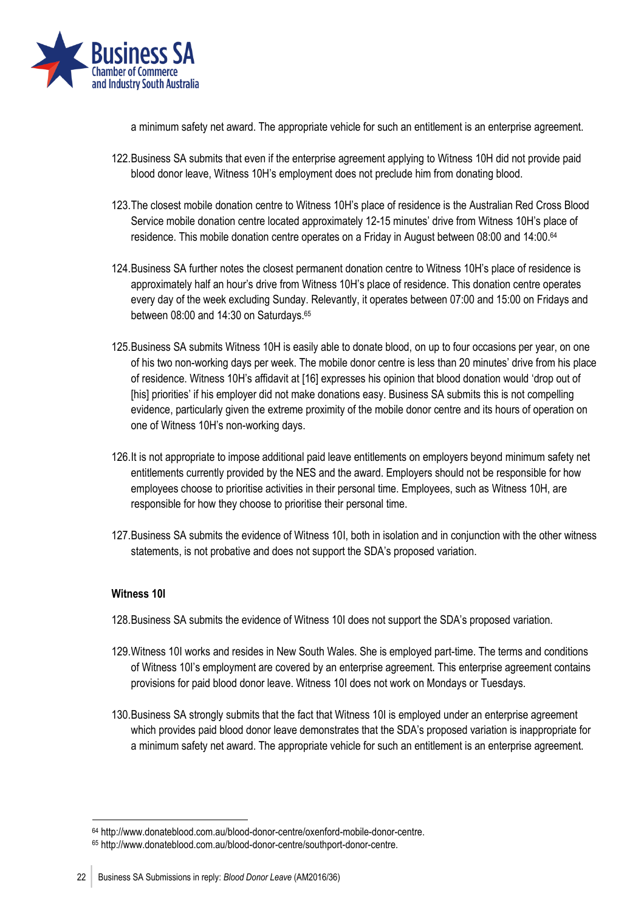a minimum safety net award. The appropriate vehicle for such an entitlement is an enterprise agreement.

122. Business SA submits that even if the enterprise agreement applying to Witness 10H did not provide paid blood donor leave, Witness 10H's employment does not preclude him from donating blood.

123. The closest mobile donation centre to Witness 10H's place of residence is the Australian Red Cross Blood Service mobile donation centre located approximately 12-15 minutes' drive from Witness 10H's place of residence. This mobile donation centre operates on a Friday in August between 08:00 and 14:00.[64]

124. Business SA further notes the closest permanent donation centre to Witness 10H's place of residence is approximately half an hour's drive from Witness 10H's place of residence. This donation centre operates every day of the week excluding Sunday. Relevantly, it operates between 07:00 and 15:00 on Fridays and between 08:00 and 14:30 on Saturdays.[65]

125. Business SA submits Witness 10H is easily able to donate blood, on up to four occasions per year, on one of his two non-working days per week. The mobile donor centre is less than 20 minutes' drive from his place of residence. Witness 10H's affidavit at [16] expresses his opinion that blood donation would 'drop out of [his] priorities' if his employer did not make donations easy. Business SA submits this is not compelling evidence, particularly given the extreme proximity of the mobile donor centre and its hours of operation on one of Witness 10H's non-working days.

126. It is not appropriate to impose additional paid leave entitlements on employers beyond minimum safety net entitlements currently provided by the NES and the award. Employers should not be responsible for how employees choose to prioritise activities in their personal time. Employees, such as Witness 10H, are responsible for how they choose to prioritise their personal time.

127. Business SA submits the evidence of Witness 10I, both in isolation and in conjunction with the other witness statements, is not probative and does not support the SDA's proposed variation.

**Witness 10I**

128. Business SA submits the evidence of Witness 10I does not support the SDA's proposed variation.

129. Witness 10I works and resides in New South Wales. She is employed part-time. The terms and conditions of Witness 10I's employment are covered by an enterprise agreement. This enterprise agreement contains provisions for paid blood donor leave. Witness 10I does not work on Mondays or Tuesdays.

130. Business SA strongly submits that the fact that Witness 10I is employed under an enterprise agreement which provides paid blood donor leave demonstrates that the SDA's proposed variation is inappropriate for a minimum safety net award. The appropriate vehicle for such an entitlement is an enterprise agreement.

---

[64] http://www.donateblood.com.au/blood-donor-centre/oxenford-mobile-donor-centre.

[65] http://www.donateblood.com.au/blood-donor-centre/southport-donor-centre.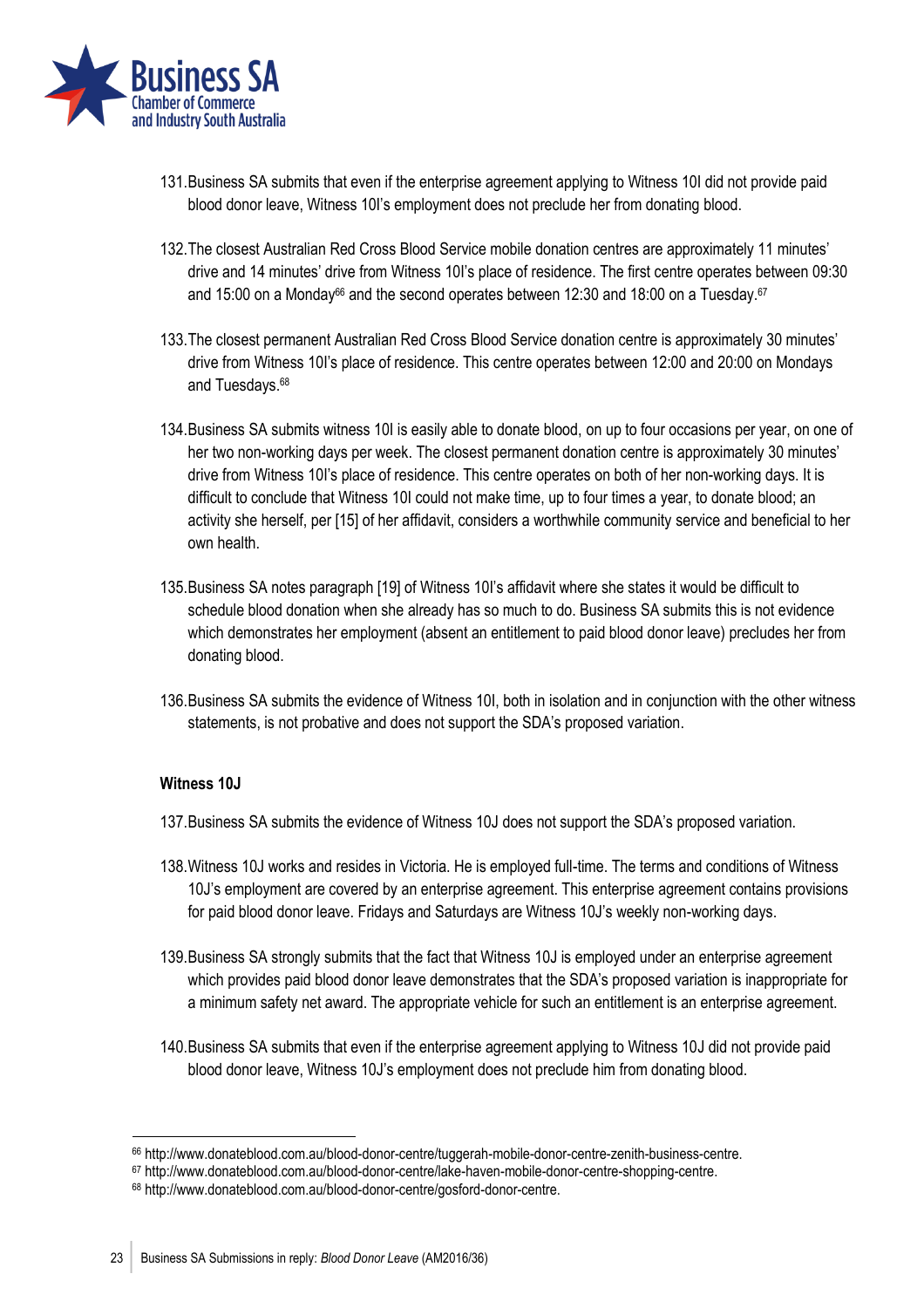131. Business SA submits that even if the enterprise agreement applying to Witness 10I did not provide paid blood donor leave, Witness 10I's employment does not preclude her from donating blood.

132. The closest Australian Red Cross Blood Service mobile donation centres are approximately 11 minutes' drive and 14 minutes' drive from Witness 10I's place of residence. The first centre operates between 09:30 and 15:00 on a Monday[66] and the second operates between 12:30 and 18:00 on a Tuesday.[67]

133. The closest permanent Australian Red Cross Blood Service donation centre is approximately 30 minutes' drive from Witness 10I's place of residence. This centre operates between 12:00 and 20:00 on Mondays and Tuesdays.[68]

134. Business SA submits witness 10I is easily able to donate blood, on up to four occasions per year, on one of her two non-working days per week. The closest permanent donation centre is approximately 30 minutes' drive from Witness 10I's place of residence. This centre operates on both of her non-working days. It is difficult to conclude that Witness 10I could not make time, up to four times a year, to donate blood; an activity she herself, per [15] of her affidavit, considers a worthwhile community service and beneficial to her own health.

135. Business SA notes paragraph [19] of Witness 10I's affidavit where she states it would be difficult to schedule blood donation when she already has so much to do. Business SA submits this is not evidence which demonstrates her employment (absent an entitlement to paid blood donor leave) precludes her from donating blood.

136. Business SA submits the evidence of Witness 10I, both in isolation and in conjunction with the other witness statements, is not probative and does not support the SDA's proposed variation.

**Witness 10J**

137. Business SA submits the evidence of Witness 10J does not support the SDA's proposed variation.

138. Witness 10J works and resides in Victoria. He is employed full-time. The terms and conditions of Witness 10J's employment are covered by an enterprise agreement. This enterprise agreement contains provisions for paid blood donor leave. Fridays and Saturdays are Witness 10J's weekly non-working days.

139. Business SA strongly submits that the fact that Witness 10J is employed under an enterprise agreement which provides paid blood donor leave demonstrates that the SDA's proposed variation is inappropriate for a minimum safety net award. The appropriate vehicle for such an entitlement is an enterprise agreement.

140. Business SA submits that even if the enterprise agreement applying to Witness 10J did not provide paid blood donor leave, Witness 10J's employment does not preclude him from donating blood.

---

[66] http://www.donateblood.com.au/blood-donor-centre/tuggerah-mobile-donor-centre-zenith-business-centre.

[67] http://www.donateblood.com.au/blood-donor-centre/lake-haven-mobile-donor-centre-shopping-centre.

[68] http://www.donateblood.com.au/blood-donor-centre/gosford-donor-centre.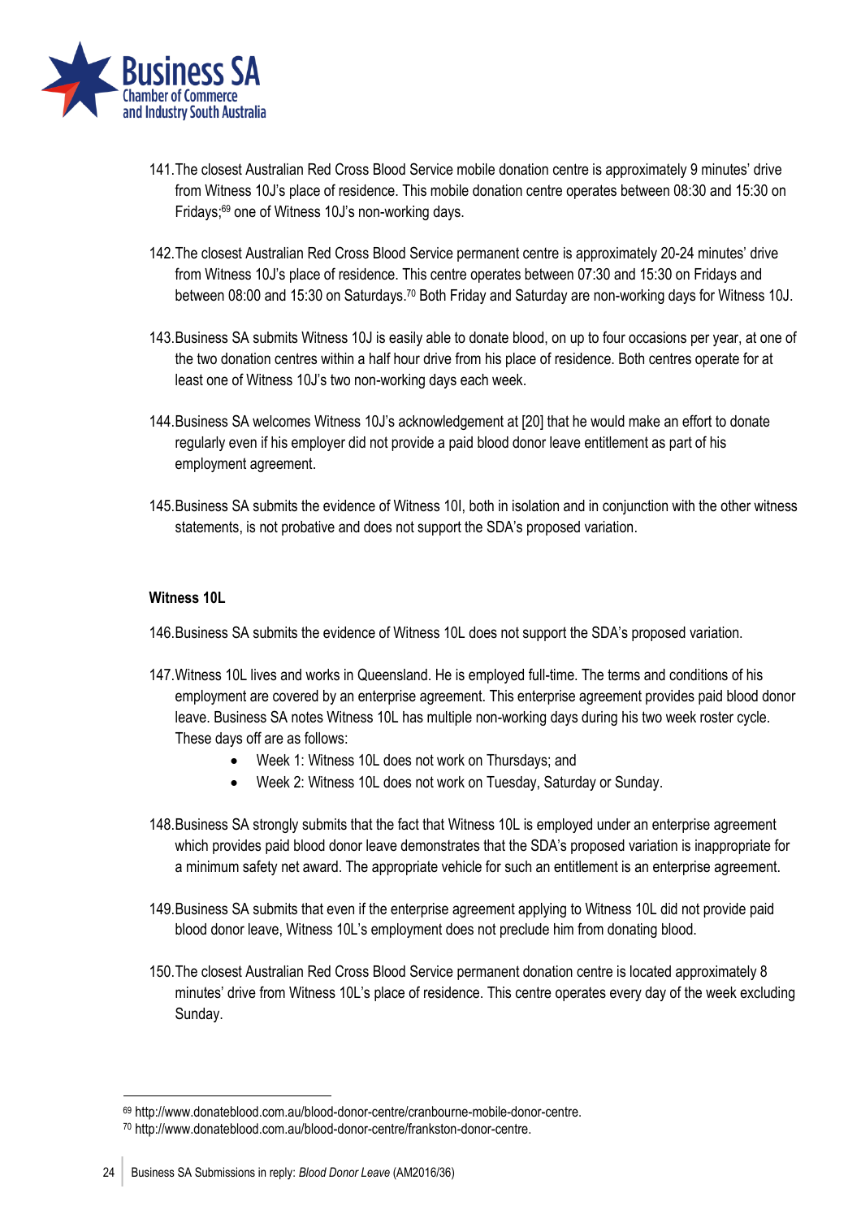141. The closest Australian Red Cross Blood Service mobile donation centre is approximately 9 minutes' drive from Witness 10J's place of residence. This mobile donation centre operates between 08:30 and 15:30 on Fridays;[69] one of Witness 10J's non-working days.

142. The closest Australian Red Cross Blood Service permanent centre is approximately 20-24 minutes' drive from Witness 10J's place of residence. This centre operates between 07:30 and 15:30 on Fridays and between 08:00 and 15:30 on Saturdays.[70] Both Friday and Saturday are non-working days for Witness 10J.

143. Business SA submits Witness 10J is easily able to donate blood, on up to four occasions per year, at one of the two donation centres within a half hour drive from his place of residence. Both centres operate for at least one of Witness 10J's two non-working days each week.

144. Business SA welcomes Witness 10J's acknowledgement at [20] that he would make an effort to donate regularly even if his employer did not provide a paid blood donor leave entitlement as part of his employment agreement.

145. Business SA submits the evidence of Witness 10I, both in isolation and in conjunction with the other witness statements, is not probative and does not support the SDA's proposed variation.

**Witness 10L**

146. Business SA submits the evidence of Witness 10L does not support the SDA's proposed variation.

147. Witness 10L lives and works in Queensland. He is employed full-time. The terms and conditions of his employment are covered by an enterprise agreement. This enterprise agreement provides paid blood donor leave. Business SA notes Witness 10L has multiple non-working days during his two week roster cycle. These days off are as follows:
   - Week 1: Witness 10L does not work on Thursdays; and
   - Week 2: Witness 10L does not work on Tuesday, Saturday or Sunday.

148. Business SA strongly submits that the fact that Witness 10L is employed under an enterprise agreement which provides paid blood donor leave demonstrates that the SDA's proposed variation is inappropriate for a minimum safety net award. The appropriate vehicle for such an entitlement is an enterprise agreement.

149. Business SA submits that even if the enterprise agreement applying to Witness 10L did not provide paid blood donor leave, Witness 10L's employment does not preclude him from donating blood.

150. The closest Australian Red Cross Blood Service permanent donation centre is located approximately 8 minutes' drive from Witness 10L's place of residence. This centre operates every day of the week excluding Sunday.

---

[69] http://www.donateblood.com.au/blood-donor-centre/cranbourne-mobile-donor-centre.

[70] http://www.donateblood.com.au/blood-donor-centre/frankston-donor-centre.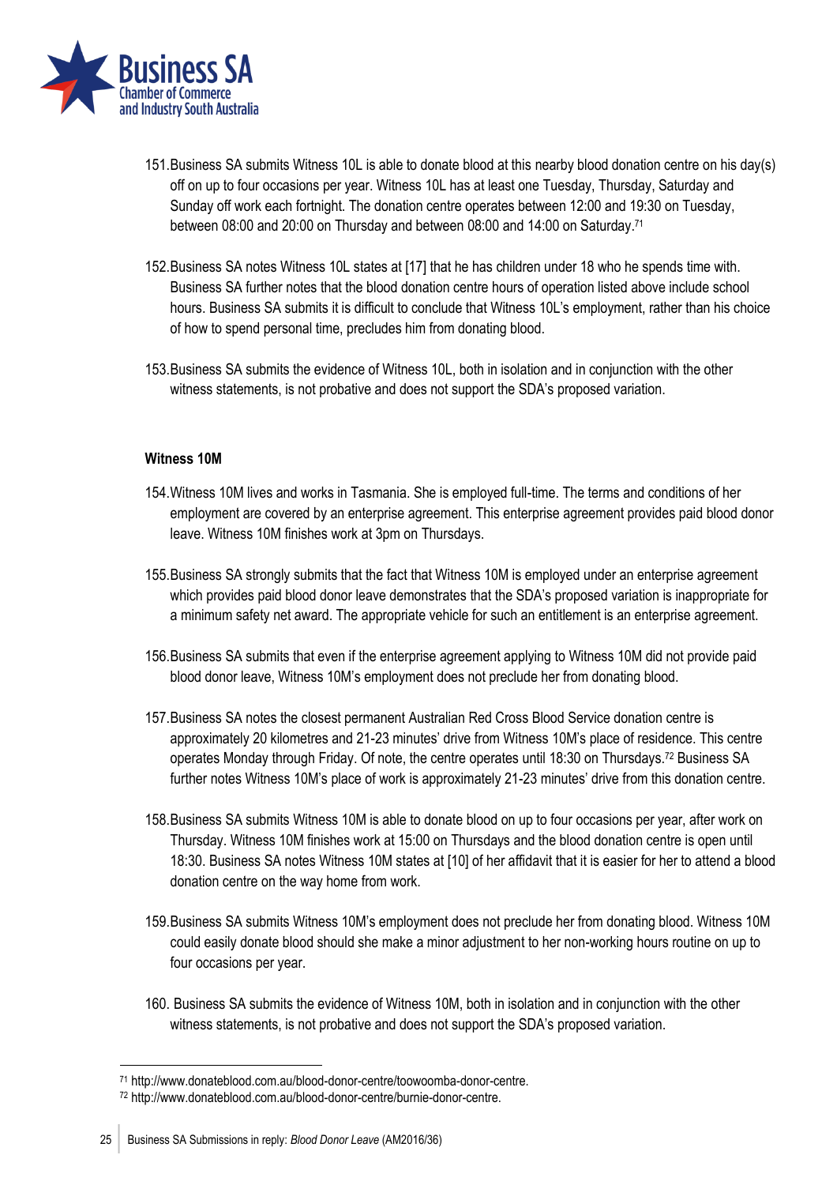151. Business SA submits Witness 10L is able to donate blood at this nearby blood donation centre on his day(s) off on up to four occasions per year. Witness 10L has at least one Tuesday, Thursday, Saturday and Sunday off work each fortnight. The donation centre operates between 12:00 and 19:30 on Tuesday, between 08:00 and 20:00 on Thursday and between 08:00 and 14:00 on Saturday.[71]

152. Business SA notes Witness 10L states at [17] that he has children under 18 who he spends time with. Business SA further notes that the blood donation centre hours of operation listed above include school hours. Business SA submits it is difficult to conclude that Witness 10L's employment, rather than his choice of how to spend personal time, precludes him from donating blood.

153. Business SA submits the evidence of Witness 10L, both in isolation and in conjunction with the other witness statements, is not probative and does not support the SDA's proposed variation.

**Witness 10M**

154. Witness 10M lives and works in Tasmania. She is employed full-time. The terms and conditions of her employment are covered by an enterprise agreement. This enterprise agreement provides paid blood donor leave. Witness 10M finishes work at 3pm on Thursdays.

155. Business SA strongly submits that the fact that Witness 10M is employed under an enterprise agreement which provides paid blood donor leave demonstrates that the SDA's proposed variation is inappropriate for a minimum safety net award. The appropriate vehicle for such an entitlement is an enterprise agreement.

156. Business SA submits that even if the enterprise agreement applying to Witness 10M did not provide paid blood donor leave, Witness 10M's employment does not preclude her from donating blood.

157. Business SA notes the closest permanent Australian Red Cross Blood Service donation centre is approximately 20 kilometres and 21-23 minutes' drive from Witness 10M's place of residence. This centre operates Monday through Friday. Of note, the centre operates until 18:30 on Thursdays.[72] Business SA further notes Witness 10M's place of work is approximately 21-23 minutes' drive from this donation centre.

158. Business SA submits Witness 10M is able to donate blood on up to four occasions per year, after work on Thursday. Witness 10M finishes work at 15:00 on Thursdays and the blood donation centre is open until 18:30. Business SA notes Witness 10M states at [10] of her affidavit that it is easier for her to attend a blood donation centre on the way home from work.

159. Business SA submits Witness 10M's employment does not preclude her from donating blood. Witness 10M could easily donate blood should she make a minor adjustment to her non-working hours routine on up to four occasions per year.

160. Business SA submits the evidence of Witness 10M, both in isolation and in conjunction with the other witness statements, is not probative and does not support the SDA's proposed variation.

---

[71] http://www.donateblood.com.au/blood-donor-centre/toowoomba-donor-centre.

[72] http://www.donateblood.com.au/blood-donor-centre/burnie-donor-centre.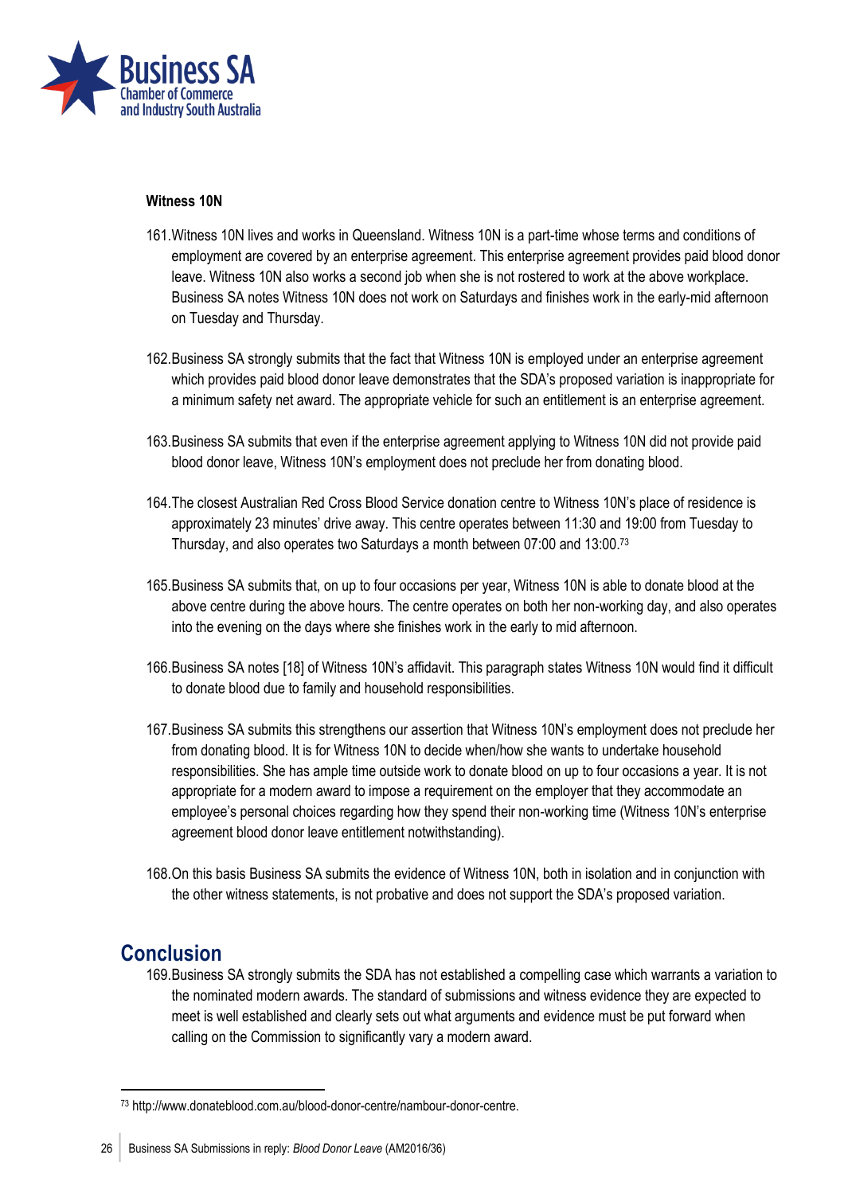**Witness 10N**

161. Witness 10N lives and works in Queensland. Witness 10N is a part-time whose terms and conditions of employment are covered by an enterprise agreement. This enterprise agreement provides paid blood donor leave. Witness 10N also works a second job when she is not rostered to work at the above workplace. Business SA notes Witness 10N does not work on Saturdays and finishes work in the early-mid afternoon on Tuesday and Thursday.

162. Business SA strongly submits that the fact that Witness 10N is employed under an enterprise agreement which provides paid blood donor leave demonstrates that the SDA's proposed variation is inappropriate for a minimum safety net award. The appropriate vehicle for such an entitlement is an enterprise agreement.

163. Business SA submits that even if the enterprise agreement applying to Witness 10N did not provide paid blood donor leave, Witness 10N's employment does not preclude her from donating blood.

164. The closest Australian Red Cross Blood Service donation centre to Witness 10N's place of residence is approximately 23 minutes' drive away. This centre operates between 11:30 and 19:00 from Tuesday to Thursday, and also operates two Saturdays a month between 07:00 and 13:00.[73]

165. Business SA submits that, on up to four occasions per year, Witness 10N is able to donate blood at the above centre during the above hours. The centre operates on both her non-working day, and also operates into the evening on the days where she finishes work in the early to mid afternoon.

166. Business SA notes [18] of Witness 10N's affidavit. This paragraph states Witness 10N would find it difficult to donate blood due to family and household responsibilities.

167. Business SA submits this strengthens our assertion that Witness 10N's employment does not preclude her from donating blood. It is for Witness 10N to decide when/how she wants to undertake household responsibilities. She has ample time outside work to donate blood on up to four occasions a year. It is not appropriate for a modern award to impose a requirement on the employer that they accommodate an employee's personal choices regarding how they spend their non-working time (Witness 10N's enterprise agreement blood donor leave entitlement notwithstanding).

168. On this basis Business SA submits the evidence of Witness 10N, both in isolation and in conjunction with the other witness statements, is not probative and does not support the SDA's proposed variation.

## Conclusion

169. Business SA strongly submits the SDA has not established a compelling case which warrants a variation to the nominated modern awards. The standard of submissions and witness evidence they are expected to meet is well established and clearly sets out what arguments and evidence must be put forward when calling on the Commission to significantly vary a modern award.

[73] http://www.donateblood.com.au/blood-donor-centre/nambour-donor-centre.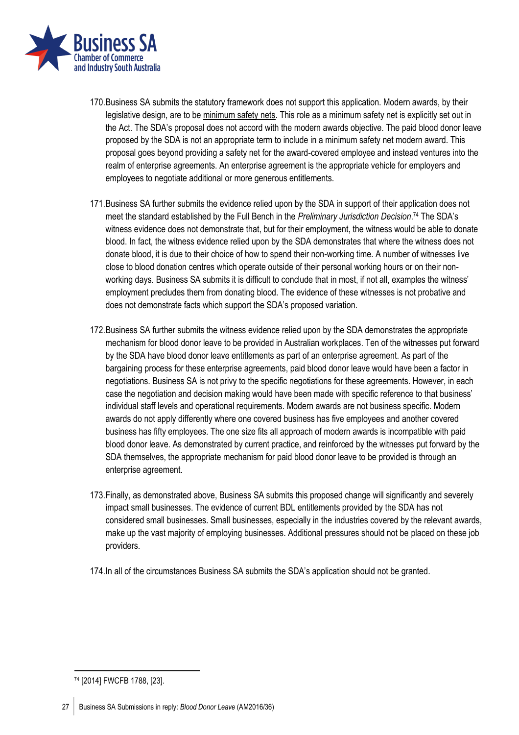170. Business SA submits the statutory framework does not support this application. Modern awards, by their legislative design, are to be minimum safety nets. This role as a minimum safety net is explicitly set out in the Act. The SDA's proposal does not accord with the modern awards objective. The paid blood donor leave proposed by the SDA is not an appropriate term to include in a minimum safety net modern award. This proposal goes beyond providing a safety net for the award-covered employee and instead ventures into the realm of enterprise agreements. An enterprise agreement is the appropriate vehicle for employers and employees to negotiate additional or more generous entitlements.

171. Business SA further submits the evidence relied upon by the SDA in support of their application does not meet the standard established by the Full Bench in the *Preliminary Jurisdiction Decision*.[74] The SDA's witness evidence does not demonstrate that, but for their employment, the witness would be able to donate blood. In fact, the witness evidence relied upon by the SDA demonstrates that where the witness does not donate blood, it is due to their choice of how to spend their non-working time. A number of witnesses live close to blood donation centres which operate outside of their personal working hours or on their non-working days. Business SA submits it is difficult to conclude that in most, if not all, examples the witness' employment precludes them from donating blood. The evidence of these witnesses is not probative and does not demonstrate facts which support the SDA's proposed variation.

172. Business SA further submits the witness evidence relied upon by the SDA demonstrates the appropriate mechanism for blood donor leave to be provided in Australian workplaces. Ten of the witnesses put forward by the SDA have blood donor leave entitlements as part of an enterprise agreement. As part of the bargaining process for these enterprise agreements, paid blood donor leave would have been a factor in negotiations. Business SA is not privy to the specific negotiations for these agreements. However, in each case the negotiation and decision making would have been made with specific reference to that business' individual staff levels and operational requirements. Modern awards are not business specific. Modern awards do not apply differently where one covered business has five employees and another covered business has fifty employees. The one size fits all approach of modern awards is incompatible with paid blood donor leave. As demonstrated by current practice, and reinforced by the witnesses put forward by the SDA themselves, the appropriate mechanism for paid blood donor leave to be provided is through an enterprise agreement.

173. Finally, as demonstrated above, Business SA submits this proposed change will significantly and severely impact small businesses. The evidence of current BDL entitlements provided by the SDA has not considered small businesses. Small businesses, especially in the industries covered by the relevant awards, make up the vast majority of employing businesses. Additional pressures should not be placed on these job providers.

174. In all of the circumstances Business SA submits the SDA's application should not be granted.

[74] [2014] FWCFB 1788, [23].